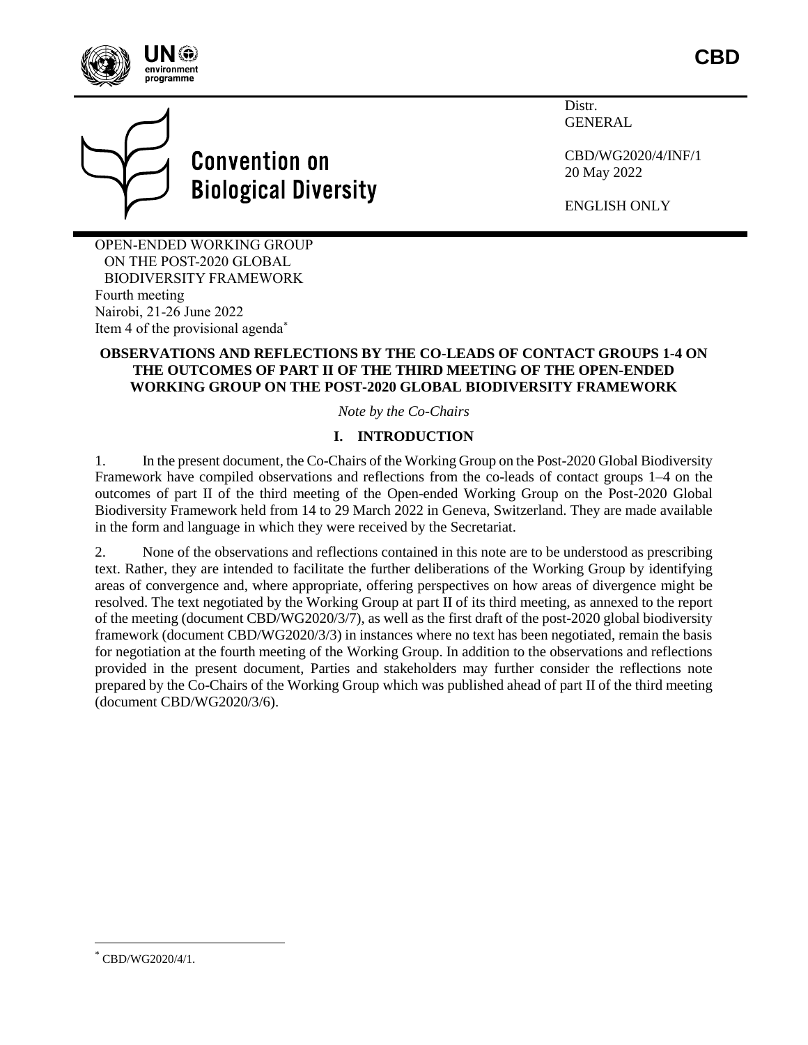CBD

Convention on Biological Diversity

Distr.
GENERAL

CBD/WG2020/4/INF/1
20 May 2022

ENGLISH ONLY

OPEN-ENDED WORKING GROUP
ON THE POST-2020 GLOBAL
BIODIVERSITY FRAMEWORK
Fourth meeting
Nairobi, 21-26 June 2022
Item 4 of the provisional agenda[*]

**OBSERVATIONS AND REFLECTIONS BY THE CO-LEADS OF CONTACT GROUPS 1-4 ON THE OUTCOMES OF PART II OF THE THIRD MEETING OF THE OPEN-ENDED WORKING GROUP ON THE POST-2020 GLOBAL BIODIVERSITY FRAMEWORK**

*Note by the Co-Chairs*

## I. INTRODUCTION

1. In the present document, the Co-Chairs of the Working Group on the Post-2020 Global Biodiversity Framework have compiled observations and reflections from the co-leads of contact groups 1–4 on the outcomes of part II of the third meeting of the Open-ended Working Group on the Post-2020 Global Biodiversity Framework held from 14 to 29 March 2022 in Geneva, Switzerland. They are made available in the form and language in which they were received by the Secretariat.

2. None of the observations and reflections contained in this note are to be understood as prescribing text. Rather, they are intended to facilitate the further deliberations of the Working Group by identifying areas of convergence and, where appropriate, offering perspectives on how areas of divergence might be resolved. The text negotiated by the Working Group at part II of its third meeting, as annexed to the report of the meeting (document CBD/WG2020/3/7), as well as the first draft of the post-2020 global biodiversity framework (document CBD/WG2020/3/3) in instances where no text has been negotiated, remain the basis for negotiation at the fourth meeting of the Working Group. In addition to the observations and reflections provided in the present document, Parties and stakeholders may further consider the reflections note prepared by the Co-Chairs of the Working Group which was published ahead of part II of the third meeting (document CBD/WG2020/3/6).

[*] CBD/WG2020/4/1.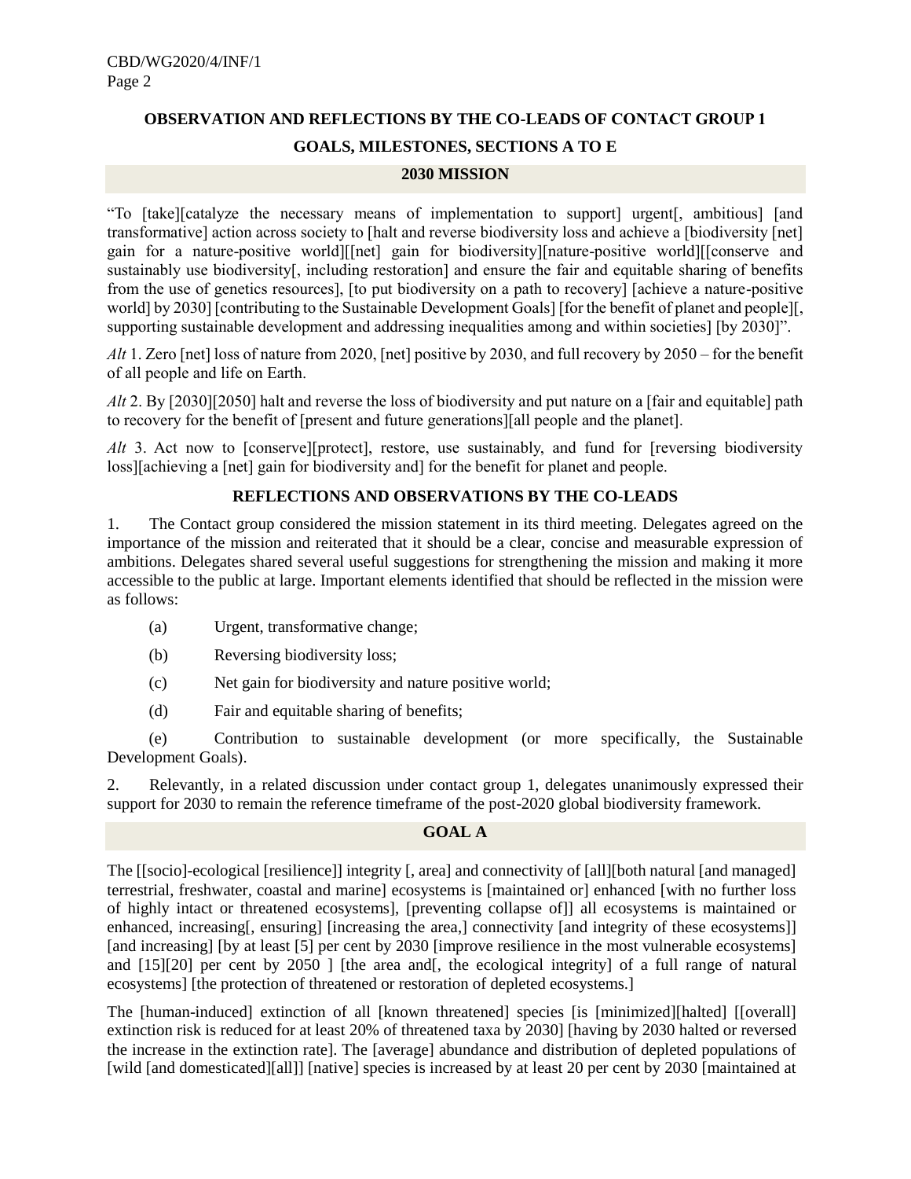## OBSERVATION AND REFLECTIONS BY THE CO-LEADS OF CONTACT GROUP 1

## GOALS, MILESTONES, SECTIONS A TO E

### 2030 MISSION

"To [take][catalyze the necessary means of implementation to support] urgent[, ambitious] [and transformative] action across society to [halt and reverse biodiversity loss and achieve a [biodiversity [net] gain for a nature-positive world][[net] gain for biodiversity][nature-positive world][[conserve and sustainably use biodiversity[, including restoration] and ensure the fair and equitable sharing of benefits from the use of genetics resources], [to put biodiversity on a path to recovery] [achieve a nature-positive world] by 2030] [contributing to the Sustainable Development Goals] [for the benefit of planet and people][, supporting sustainable development and addressing inequalities among and within societies] [by 2030]".

*Alt* 1. Zero [net] loss of nature from 2020, [net] positive by 2030, and full recovery by 2050 – for the benefit of all people and life on Earth.

*Alt* 2. By [2030][2050] halt and reverse the loss of biodiversity and put nature on a [fair and equitable] path to recovery for the benefit of [present and future generations][all people and the planet].

*Alt* 3. Act now to [conserve][protect], restore, use sustainably, and fund for [reversing biodiversity loss][achieving a [net] gain for biodiversity and] for the benefit for planet and people.

### REFLECTIONS AND OBSERVATIONS BY THE CO-LEADS

1. The Contact group considered the mission statement in its third meeting. Delegates agreed on the importance of the mission and reiterated that it should be a clear, concise and measurable expression of ambitions. Delegates shared several useful suggestions for strengthening the mission and making it more accessible to the public at large. Important elements identified that should be reflected in the mission were as follows:

   (a) Urgent, transformative change;

   (b) Reversing biodiversity loss;

   (c) Net gain for biodiversity and nature positive world;

   (d) Fair and equitable sharing of benefits;

   (e) Contribution to sustainable development (or more specifically, the Sustainable Development Goals).

2. Relevantly, in a related discussion under contact group 1, delegates unanimously expressed their support for 2030 to remain the reference timeframe of the post-2020 global biodiversity framework.

### GOAL A

The [[socio]-ecological [resilience]] integrity [, area] and connectivity of [all][both natural [and managed] terrestrial, freshwater, coastal and marine] ecosystems is [maintained or] enhanced [with no further loss of highly intact or threatened ecosystems], [preventing collapse of]] all ecosystems is maintained or enhanced, increasing[, ensuring] [increasing the area,] connectivity [and integrity of these ecosystems]] [and increasing] [by at least [5] per cent by 2030 [improve resilience in the most vulnerable ecosystems] and [15][20] per cent by 2050 ] [the area and[, the ecological integrity] of a full range of natural ecosystems] [the protection of threatened or restoration of depleted ecosystems.]

The [human-induced] extinction of all [known threatened] species [is [minimized][halted] [[overall] extinction risk is reduced for at least 20% of threatened taxa by 2030] [having by 2030 halted or reversed the increase in the extinction rate]. The [average] abundance and distribution of depleted populations of [wild [and domesticated][all]] [native] species is increased by at least 20 per cent by 2030 [maintained at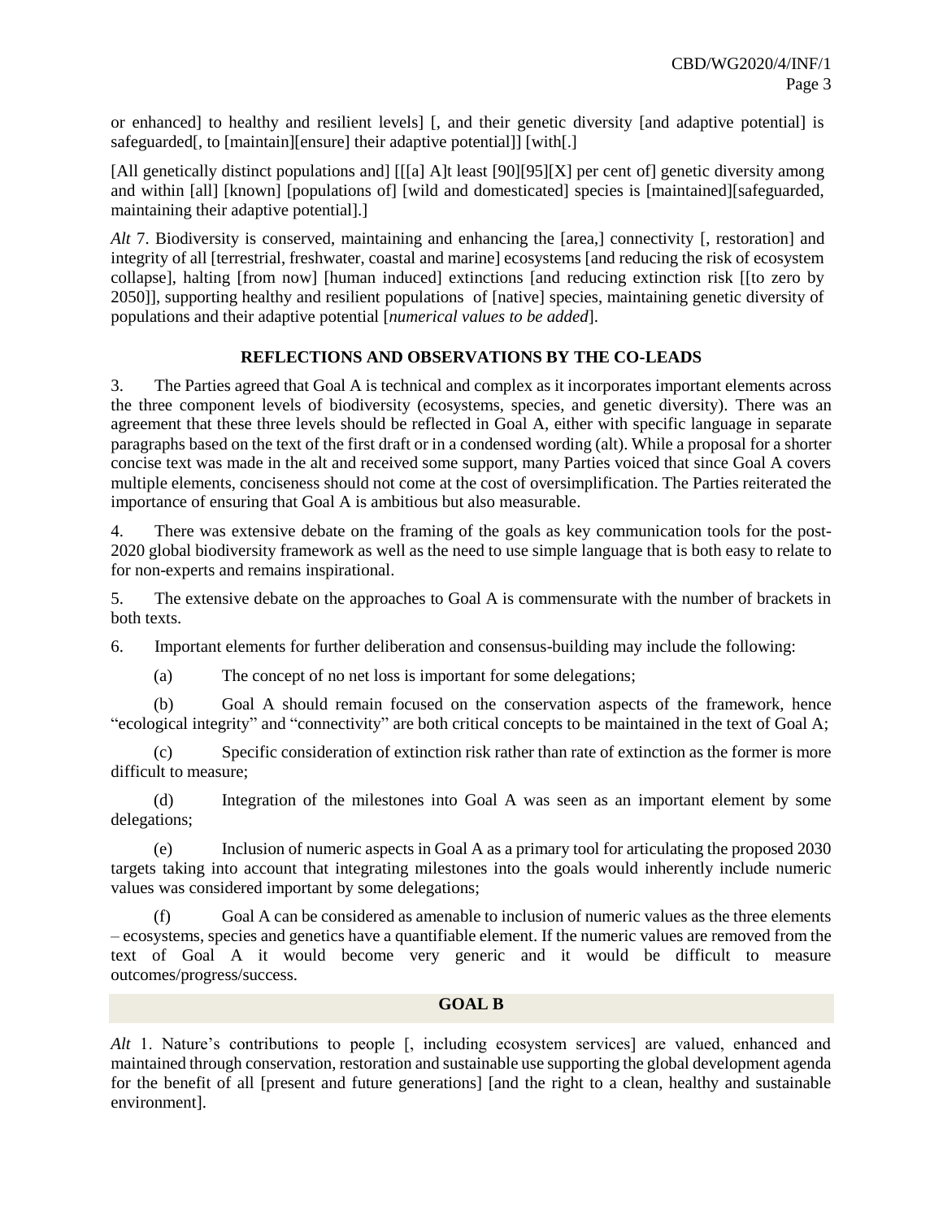or enhanced] to healthy and resilient levels] [, and their genetic diversity [and adaptive potential] is safeguarded[, to [maintain][ensure] their adaptive potential]] [with[.]

[All genetically distinct populations and] [[[a] A]t least [90][95][X] per cent of] genetic diversity among and within [all] [known] [populations of] [wild and domesticated] species is [maintained][safeguarded, maintaining their adaptive potential].]

*Alt* 7. Biodiversity is conserved, maintaining and enhancing the [area,] connectivity [, restoration] and integrity of all [terrestrial, freshwater, coastal and marine] ecosystems [and reducing the risk of ecosystem collapse], halting [from now] [human induced] extinctions [and reducing extinction risk [[to zero by 2050]], supporting healthy and resilient populations of [native] species, maintaining genetic diversity of populations and their adaptive potential [*numerical values to be added*].

**REFLECTIONS AND OBSERVATIONS BY THE CO-LEADS**

3. The Parties agreed that Goal A is technical and complex as it incorporates important elements across the three component levels of biodiversity (ecosystems, species, and genetic diversity). There was an agreement that these three levels should be reflected in Goal A, either with specific language in separate paragraphs based on the text of the first draft or in a condensed wording (alt). While a proposal for a shorter concise text was made in the alt and received some support, many Parties voiced that since Goal A covers multiple elements, conciseness should not come at the cost of oversimplification. The Parties reiterated the importance of ensuring that Goal A is ambitious but also measurable.

4. There was extensive debate on the framing of the goals as key communication tools for the post-2020 global biodiversity framework as well as the need to use simple language that is both easy to relate to for non-experts and remains inspirational.

5. The extensive debate on the approaches to Goal A is commensurate with the number of brackets in both texts.

6. Important elements for further deliberation and consensus-building may include the following:

(a) The concept of no net loss is important for some delegations;

(b) Goal A should remain focused on the conservation aspects of the framework, hence "ecological integrity" and "connectivity" are both critical concepts to be maintained in the text of Goal A;

(c) Specific consideration of extinction risk rather than rate of extinction as the former is more difficult to measure;

(d) Integration of the milestones into Goal A was seen as an important element by some delegations;

(e) Inclusion of numeric aspects in Goal A as a primary tool for articulating the proposed 2030 targets taking into account that integrating milestones into the goals would inherently include numeric values was considered important by some delegations;

(f) Goal A can be considered as amenable to inclusion of numeric values as the three elements – ecosystems, species and genetics have a quantifiable element. If the numeric values are removed from the text of Goal A it would become very generic and it would be difficult to measure outcomes/progress/success.

**GOAL B**

*Alt* 1. Nature's contributions to people [, including ecosystem services] are valued, enhanced and maintained through conservation, restoration and sustainable use supporting the global development agenda for the benefit of all [present and future generations] [and the right to a clean, healthy and sustainable environment].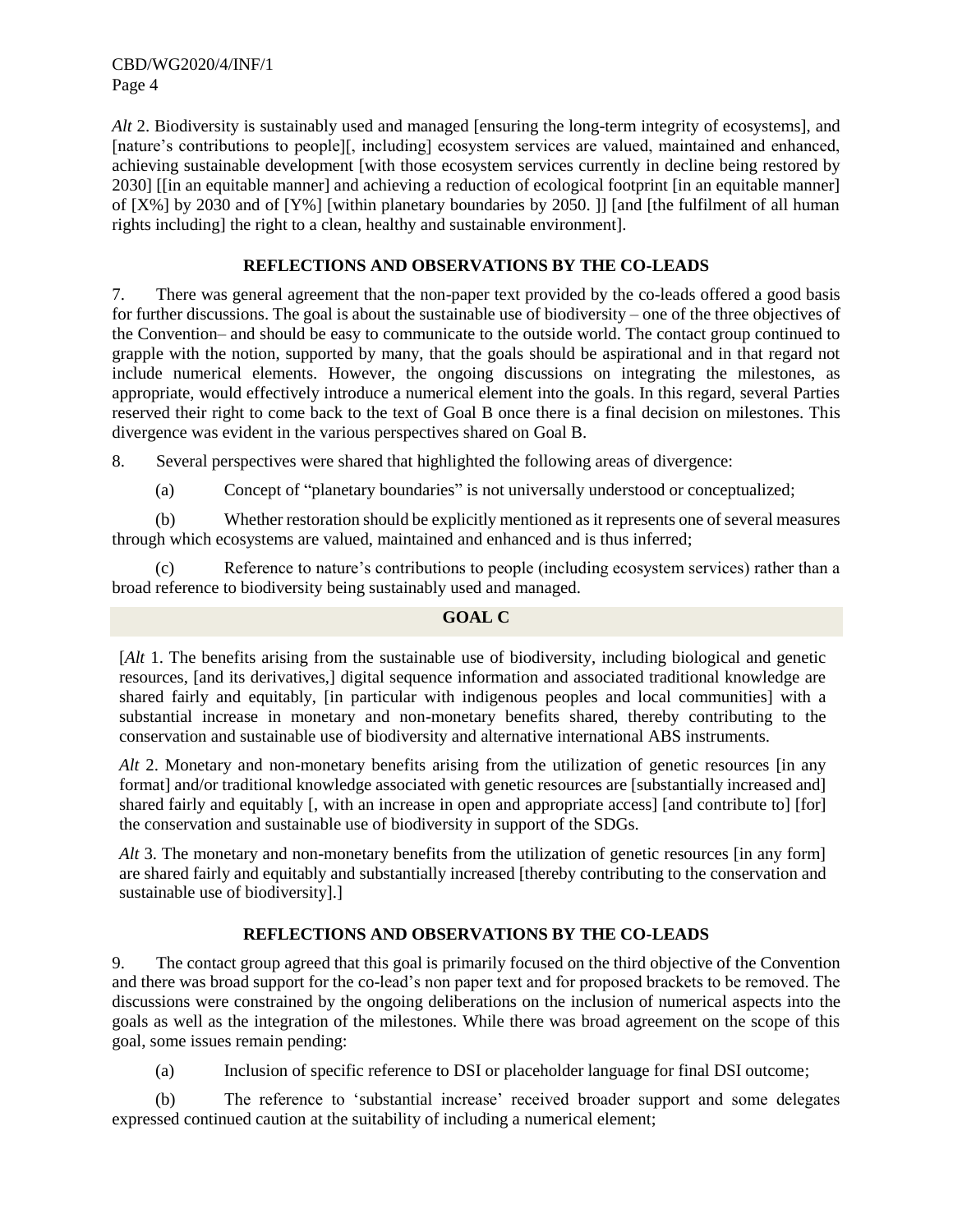*Alt* 2. Biodiversity is sustainably used and managed [ensuring the long-term integrity of ecosystems], and [nature's contributions to people][, including] ecosystem services are valued, maintained and enhanced, achieving sustainable development [with those ecosystem services currently in decline being restored by 2030] [[in an equitable manner] and achieving a reduction of ecological footprint [in an equitable manner] of [X%] by 2030 and of [Y%] [within planetary boundaries by 2050. ]] [and [the fulfilment of all human rights including] the right to a clean, healthy and sustainable environment].

### REFLECTIONS AND OBSERVATIONS BY THE CO-LEADS

7. There was general agreement that the non-paper text provided by the co-leads offered a good basis for further discussions. The goal is about the sustainable use of biodiversity – one of the three objectives of the Convention– and should be easy to communicate to the outside world. The contact group continued to grapple with the notion, supported by many, that the goals should be aspirational and in that regard not include numerical elements. However, the ongoing discussions on integrating the milestones, as appropriate, would effectively introduce a numerical element into the goals. In this regard, several Parties reserved their right to come back to the text of Goal B once there is a final decision on milestones. This divergence was evident in the various perspectives shared on Goal B.

8. Several perspectives were shared that highlighted the following areas of divergence:

(a) Concept of "planetary boundaries" is not universally understood or conceptualized;

(b) Whether restoration should be explicitly mentioned as it represents one of several measures through which ecosystems are valued, maintained and enhanced and is thus inferred;

(c) Reference to nature's contributions to people (including ecosystem services) rather than a broad reference to biodiversity being sustainably used and managed.

## GOAL C

[*Alt* 1. The benefits arising from the sustainable use of biodiversity, including biological and genetic resources, [and its derivatives,] digital sequence information and associated traditional knowledge are shared fairly and equitably, [in particular with indigenous peoples and local communities] with a substantial increase in monetary and non-monetary benefits shared, thereby contributing to the conservation and sustainable use of biodiversity and alternative international ABS instruments.

*Alt* 2. Monetary and non-monetary benefits arising from the utilization of genetic resources [in any format] and/or traditional knowledge associated with genetic resources are [substantially increased and] shared fairly and equitably [, with an increase in open and appropriate access] [and contribute to] [for] the conservation and sustainable use of biodiversity in support of the SDGs.

*Alt* 3. The monetary and non-monetary benefits from the utilization of genetic resources [in any form] are shared fairly and equitably and substantially increased [thereby contributing to the conservation and sustainable use of biodiversity].]

### REFLECTIONS AND OBSERVATIONS BY THE CO-LEADS

9. The contact group agreed that this goal is primarily focused on the third objective of the Convention and there was broad support for the co-lead's non paper text and for proposed brackets to be removed. The discussions were constrained by the ongoing deliberations on the inclusion of numerical aspects into the goals as well as the integration of the milestones. While there was broad agreement on the scope of this goal, some issues remain pending:

(a) Inclusion of specific reference to DSI or placeholder language for final DSI outcome;

(b) The reference to 'substantial increase' received broader support and some delegates expressed continued caution at the suitability of including a numerical element;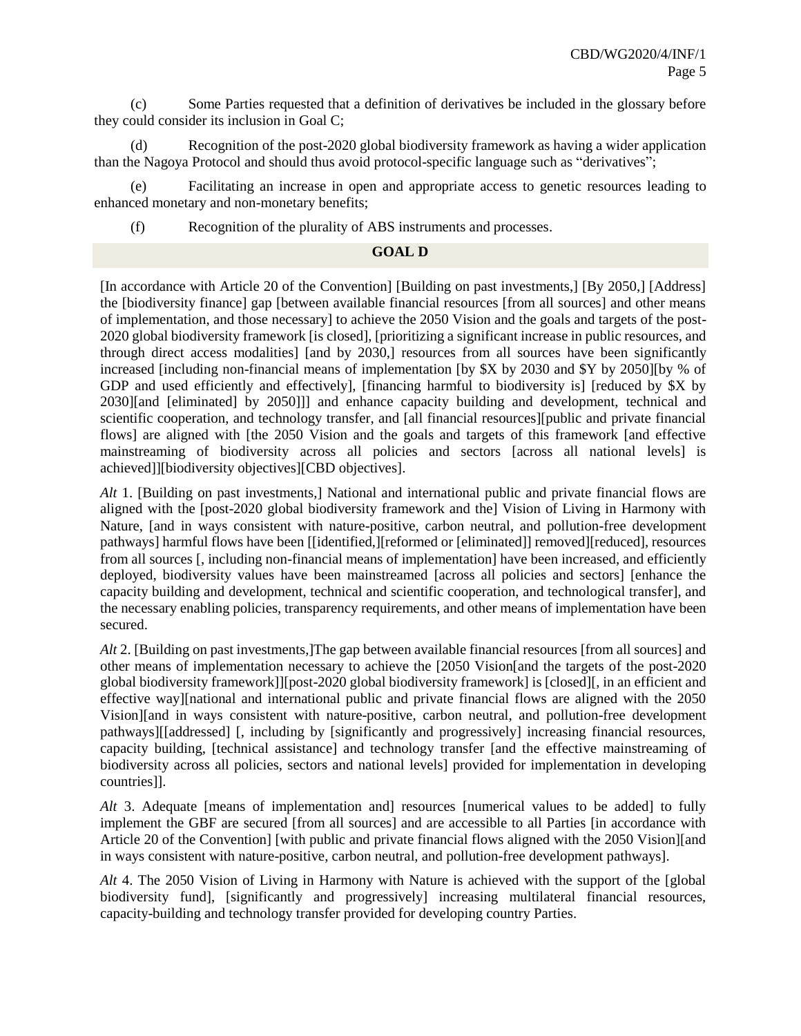(c) Some Parties requested that a definition of derivatives be included in the glossary before they could consider its inclusion in Goal C;

(d) Recognition of the post-2020 global biodiversity framework as having a wider application than the Nagoya Protocol and should thus avoid protocol-specific language such as "derivatives";

(e) Facilitating an increase in open and appropriate access to genetic resources leading to enhanced monetary and non-monetary benefits;

(f) Recognition of the plurality of ABS instruments and processes.

## GOAL D

[In accordance with Article 20 of the Convention] [Building on past investments,] [By 2050,] [Address] the [biodiversity finance] gap [between available financial resources [from all sources] and other means of implementation, and those necessary] to achieve the 2050 Vision and the goals and targets of the post-2020 global biodiversity framework [is closed], [prioritizing a significant increase in public resources, and through direct access modalities] [and by 2030,] resources from all sources have been significantly increased [including non-financial means of implementation [by $X by 2030 and $Y by 2050][by % of GDP and used efficiently and effectively], [financing harmful to biodiversity is] [reduced by $X by 2030][and [eliminated] by 2050]]] and enhance capacity building and development, technical and scientific cooperation, and technology transfer, and [all financial resources][public and private financial flows] are aligned with [the 2050 Vision and the goals and targets of this framework [and effective mainstreaming of biodiversity across all policies and sectors [across all national levels] is achieved]][biodiversity objectives][CBD objectives].

*Alt* 1. [Building on past investments,] National and international public and private financial flows are aligned with the [post-2020 global biodiversity framework and the] Vision of Living in Harmony with Nature, [and in ways consistent with nature-positive, carbon neutral, and pollution-free development pathways] harmful flows have been [[identified,][reformed or [eliminated]] removed][reduced], resources from all sources [, including non-financial means of implementation] have been increased, and efficiently deployed, biodiversity values have been mainstreamed [across all policies and sectors] [enhance the capacity building and development, technical and scientific cooperation, and technological transfer], and the necessary enabling policies, transparency requirements, and other means of implementation have been secured.

*Alt* 2. [Building on past investments,]The gap between available financial resources [from all sources] and other means of implementation necessary to achieve the [2050 Vision[and the targets of the post-2020 global biodiversity framework]][post-2020 global biodiversity framework] is [closed][, in an efficient and effective way][national and international public and private financial flows are aligned with the 2050 Vision][and in ways consistent with nature-positive, carbon neutral, and pollution-free development pathways][[addressed] [, including by [significantly and progressively] increasing financial resources, capacity building, [technical assistance] and technology transfer [and the effective mainstreaming of biodiversity across all policies, sectors and national levels] provided for implementation in developing countries]].

*Alt* 3. Adequate [means of implementation and] resources [numerical values to be added] to fully implement the GBF are secured [from all sources] and are accessible to all Parties [in accordance with Article 20 of the Convention] [with public and private financial flows aligned with the 2050 Vision][and in ways consistent with nature-positive, carbon neutral, and pollution-free development pathways].

*Alt* 4. The 2050 Vision of Living in Harmony with Nature is achieved with the support of the [global biodiversity fund], [significantly and progressively] increasing multilateral financial resources, capacity-building and technology transfer provided for developing country Parties.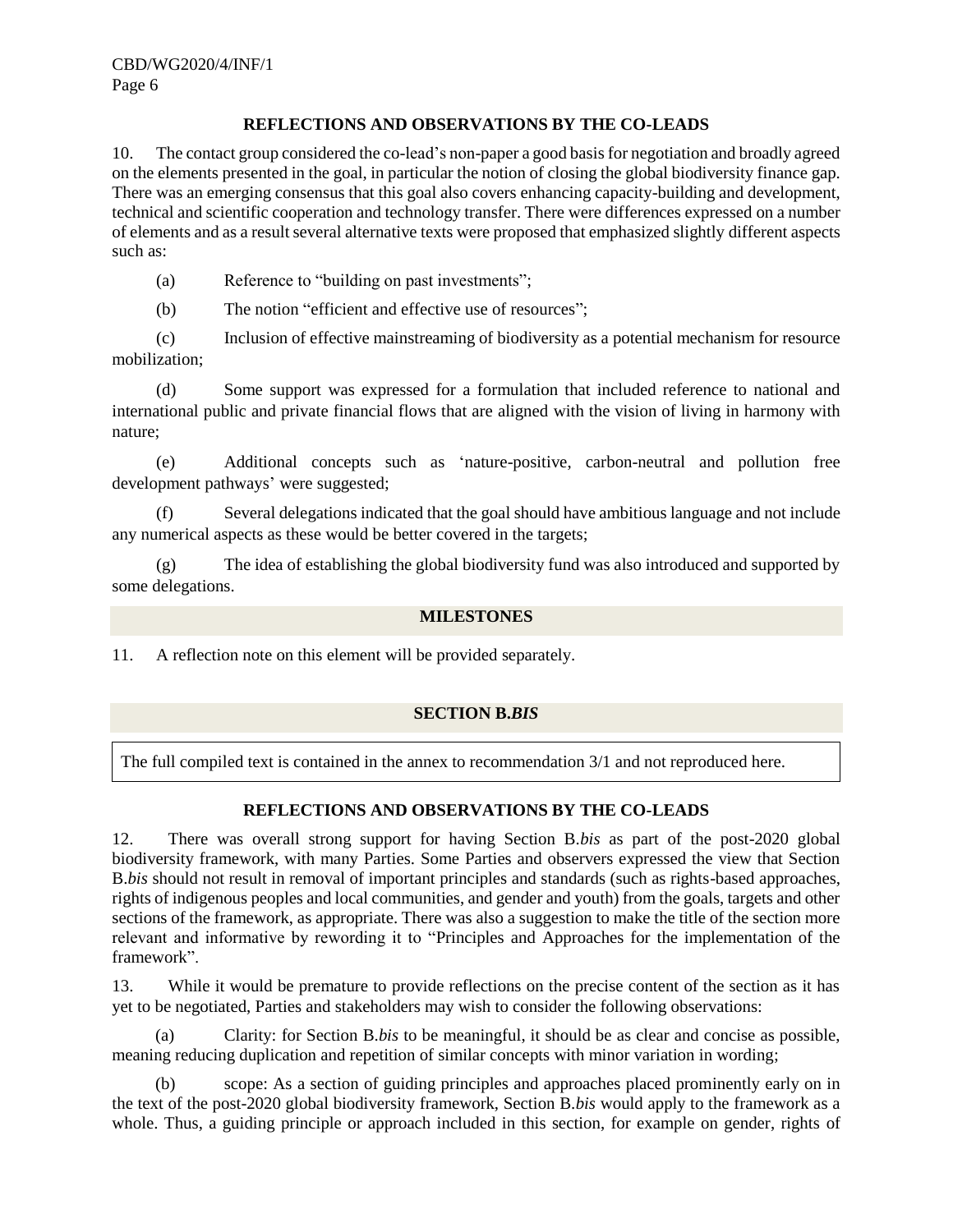### REFLECTIONS AND OBSERVATIONS BY THE CO-LEADS

10. The contact group considered the co-lead's non-paper a good basis for negotiation and broadly agreed on the elements presented in the goal, in particular the notion of closing the global biodiversity finance gap. There was an emerging consensus that this goal also covers enhancing capacity-building and development, technical and scientific cooperation and technology transfer. There were differences expressed on a number of elements and as a result several alternative texts were proposed that emphasized slightly different aspects such as:

(a) Reference to "building on past investments";

(b) The notion "efficient and effective use of resources";

(c) Inclusion of effective mainstreaming of biodiversity as a potential mechanism for resource mobilization;

(d) Some support was expressed for a formulation that included reference to national and international public and private financial flows that are aligned with the vision of living in harmony with nature;

(e) Additional concepts such as 'nature-positive, carbon-neutral and pollution free development pathways' were suggested;

(f) Several delegations indicated that the goal should have ambitious language and not include any numerical aspects as these would be better covered in the targets;

(g) The idea of establishing the global biodiversity fund was also introduced and supported by some delegations.

## MILESTONES

11. A reflection note on this element will be provided separately.

## SECTION B.*BIS*

The full compiled text is contained in the annex to recommendation 3/1 and not reproduced here.

### REFLECTIONS AND OBSERVATIONS BY THE CO-LEADS

12. There was overall strong support for having Section B.*bis* as part of the post-2020 global biodiversity framework, with many Parties. Some Parties and observers expressed the view that Section B.*bis* should not result in removal of important principles and standards (such as rights-based approaches, rights of indigenous peoples and local communities, and gender and youth) from the goals, targets and other sections of the framework, as appropriate. There was also a suggestion to make the title of the section more relevant and informative by rewording it to "Principles and Approaches for the implementation of the framework".

13. While it would be premature to provide reflections on the precise content of the section as it has yet to be negotiated, Parties and stakeholders may wish to consider the following observations:

(a) Clarity: for Section B.*bis* to be meaningful, it should be as clear and concise as possible, meaning reducing duplication and repetition of similar concepts with minor variation in wording;

(b) scope: As a section of guiding principles and approaches placed prominently early on in the text of the post-2020 global biodiversity framework, Section B.*bis* would apply to the framework as a whole. Thus, a guiding principle or approach included in this section, for example on gender, rights of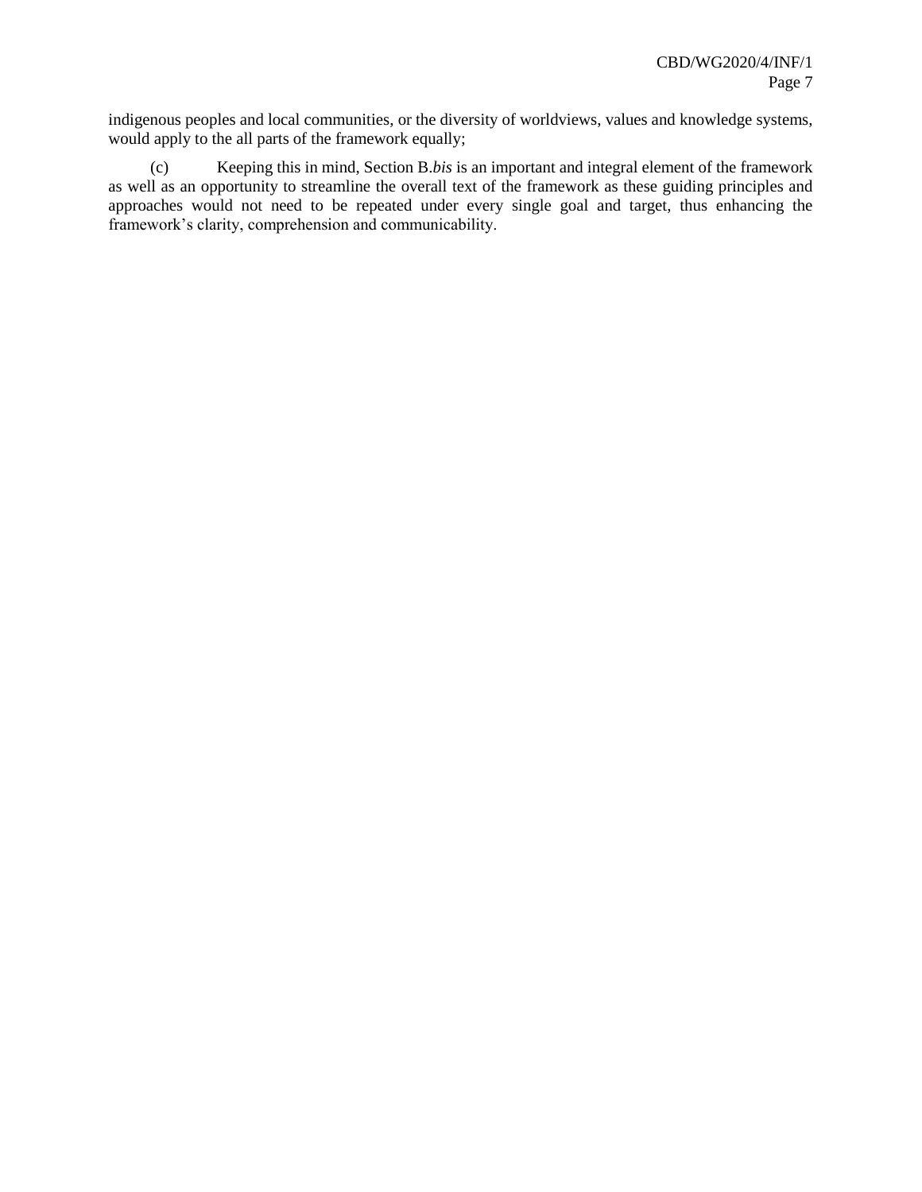indigenous peoples and local communities, or the diversity of worldviews, values and knowledge systems, would apply to the all parts of the framework equally;

(c) Keeping this in mind, Section B.*bis* is an important and integral element of the framework as well as an opportunity to streamline the overall text of the framework as these guiding principles and approaches would not need to be repeated under every single goal and target, thus enhancing the framework's clarity, comprehension and communicability.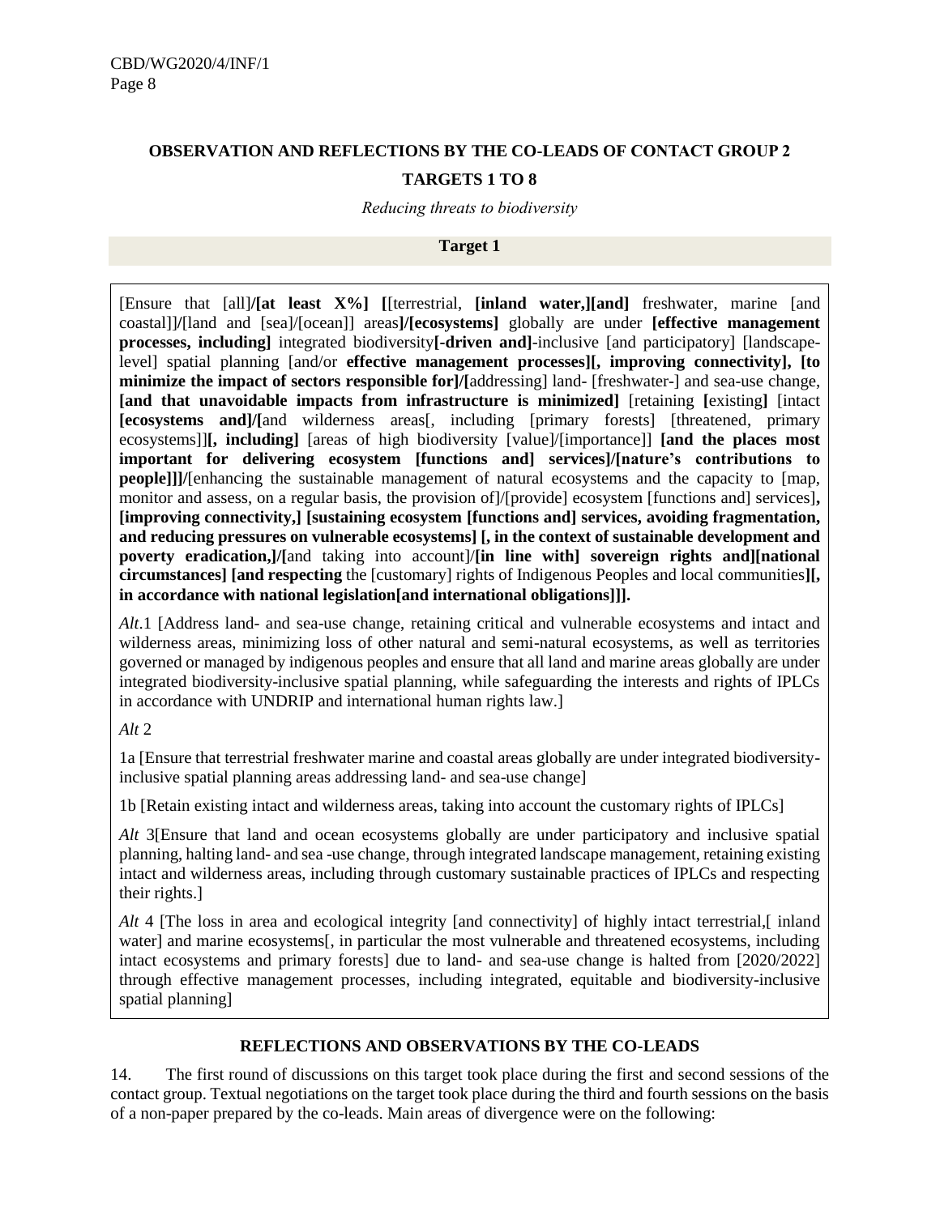## OBSERVATION AND REFLECTIONS BY THE CO-LEADS OF CONTACT GROUP 2

## TARGETS 1 TO 8

*Reducing threats to biodiversity*

### Target 1

[Ensure that [all]**/[at least X%] [**[terrestrial, **[inland water,][and]** freshwater, marine [and coastal]]**/**[land and [sea]/[ocean]] areas**]/[ecosystems]** globally are under **[effective management processes, including]** integrated biodiversity**[-driven and]**-inclusive [and participatory] [landscape-level] spatial planning [and/or **effective management processes][, improving connectivity], [to minimize the impact of sectors responsible for]/[**addressing] land- [freshwater-] and sea-use change, **[and that unavoidable impacts from infrastructure is minimized]** [retaining **[**existing**]** [intact **[ecosystems and]/[**and wilderness areas[, including [primary forests] [threatened, primary ecosystems]]**[, including]** [areas of high biodiversity [value]/[importance]] **[and the places most important for delivering ecosystem [functions and] services]/[nature's contributions to people]]]/**[enhancing the sustainable management of natural ecosystems and the capacity to [map, monitor and assess, on a regular basis, the provision of]/[provide] ecosystem [functions and] services]**, [improving connectivity,] [sustaining ecosystem [functions and] services, avoiding fragmentation, and reducing pressures on vulnerable ecosystems] [, in the context of sustainable development and poverty eradication,]/[**and taking into account]/**[in line with] sovereign rights and][national circumstances] [and respecting** the [customary] rights of Indigenous Peoples and local communities**][, in accordance with national legislation[and international obligations]]].**

*Alt*.1 [Address land- and sea-use change, retaining critical and vulnerable ecosystems and intact and wilderness areas, minimizing loss of other natural and semi-natural ecosystems, as well as territories governed or managed by indigenous peoples and ensure that all land and marine areas globally are under integrated biodiversity-inclusive spatial planning, while safeguarding the interests and rights of IPLCs in accordance with UNDRIP and international human rights law.]

*Alt* 2

1a [Ensure that terrestrial freshwater marine and coastal areas globally are under integrated biodiversity-inclusive spatial planning areas addressing land- and sea-use change]

1b [Retain existing intact and wilderness areas, taking into account the customary rights of IPLCs]

*Alt* 3[Ensure that land and ocean ecosystems globally are under participatory and inclusive spatial planning, halting land- and sea -use change, through integrated landscape management, retaining existing intact and wilderness areas, including through customary sustainable practices of IPLCs and respecting their rights.]

*Alt* 4 [The loss in area and ecological integrity [and connectivity] of highly intact terrestrial,[ inland water] and marine ecosystems[, in particular the most vulnerable and threatened ecosystems, including intact ecosystems and primary forests] due to land- and sea-use change is halted from [2020/2022] through effective management processes, including integrated, equitable and biodiversity-inclusive spatial planning]

### REFLECTIONS AND OBSERVATIONS BY THE CO-LEADS

14. The first round of discussions on this target took place during the first and second sessions of the contact group. Textual negotiations on the target took place during the third and fourth sessions on the basis of a non-paper prepared by the co-leads. Main areas of divergence were on the following: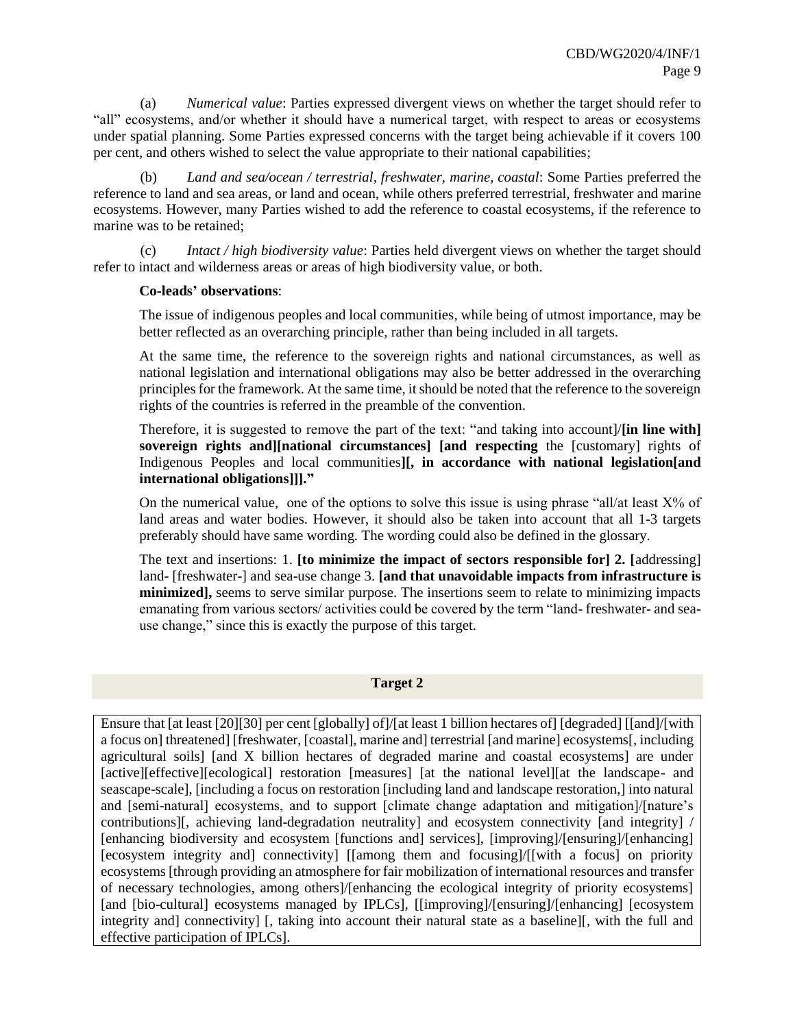(a) *Numerical value*: Parties expressed divergent views on whether the target should refer to "all" ecosystems, and/or whether it should have a numerical target, with respect to areas or ecosystems under spatial planning. Some Parties expressed concerns with the target being achievable if it covers 100 per cent, and others wished to select the value appropriate to their national capabilities;

(b) *Land and sea/ocean / terrestrial, freshwater, marine, coastal*: Some Parties preferred the reference to land and sea areas, or land and ocean, while others preferred terrestrial, freshwater and marine ecosystems. However, many Parties wished to add the reference to coastal ecosystems, if the reference to marine was to be retained;

(c) *Intact / high biodiversity value*: Parties held divergent views on whether the target should refer to intact and wilderness areas or areas of high biodiversity value, or both.

**Co-leads' observations**:

The issue of indigenous peoples and local communities, while being of utmost importance, may be better reflected as an overarching principle, rather than being included in all targets.

At the same time, the reference to the sovereign rights and national circumstances, as well as national legislation and international obligations may also be better addressed in the overarching principles for the framework. At the same time, it should be noted that the reference to the sovereign rights of the countries is referred in the preamble of the convention.

Therefore, it is suggested to remove the part of the text: "and taking into account]/**[in line with] sovereign rights and][national circumstances] [and respecting** the [customary] rights of Indigenous Peoples and local communities**][, in accordance with national legislation[and international obligations]]]."**

On the numerical value, one of the options to solve this issue is using phrase "all/at least X% of land areas and water bodies. However, it should also be taken into account that all 1-3 targets preferably should have same wording. The wording could also be defined in the glossary.

The text and insertions: 1. **[to minimize the impact of sectors responsible for] 2. [**addressing] land- [freshwater-] and sea-use change 3. **[and that unavoidable impacts from infrastructure is minimized],** seems to serve similar purpose. The insertions seem to relate to minimizing impacts emanating from various sectors/ activities could be covered by the term "land- freshwater- and sea-use change," since this is exactly the purpose of this target.

## Target 2

Ensure that [at least [20][30] per cent [globally] of]/[at least 1 billion hectares of] [degraded] [[and]/[with a focus on] threatened] [freshwater, [coastal], marine and] terrestrial [and marine] ecosystems[, including agricultural soils] [and X billion hectares of degraded marine and coastal ecosystems] are under [active][effective][ecological] restoration [measures] [at the national level][at the landscape- and seascape-scale], [including a focus on restoration [including land and landscape restoration,] into natural and [semi-natural] ecosystems, and to support [climate change adaptation and mitigation]/[nature's contributions][, achieving land-degradation neutrality] and ecosystem connectivity [and integrity] / [enhancing biodiversity and ecosystem [functions and] services], [improving]/[ensuring]/[enhancing] [ecosystem integrity and] connectivity] [[among them and focusing]/[[with a focus] on priority ecosystems [through providing an atmosphere for fair mobilization of international resources and transfer of necessary technologies, among others]/[enhancing the ecological integrity of priority ecosystems] [and [bio-cultural] ecosystems managed by IPLCs], [[improving]/[ensuring]/[enhancing] [ecosystem integrity and] connectivity] [, taking into account their natural state as a baseline][, with the full and effective participation of IPLCs].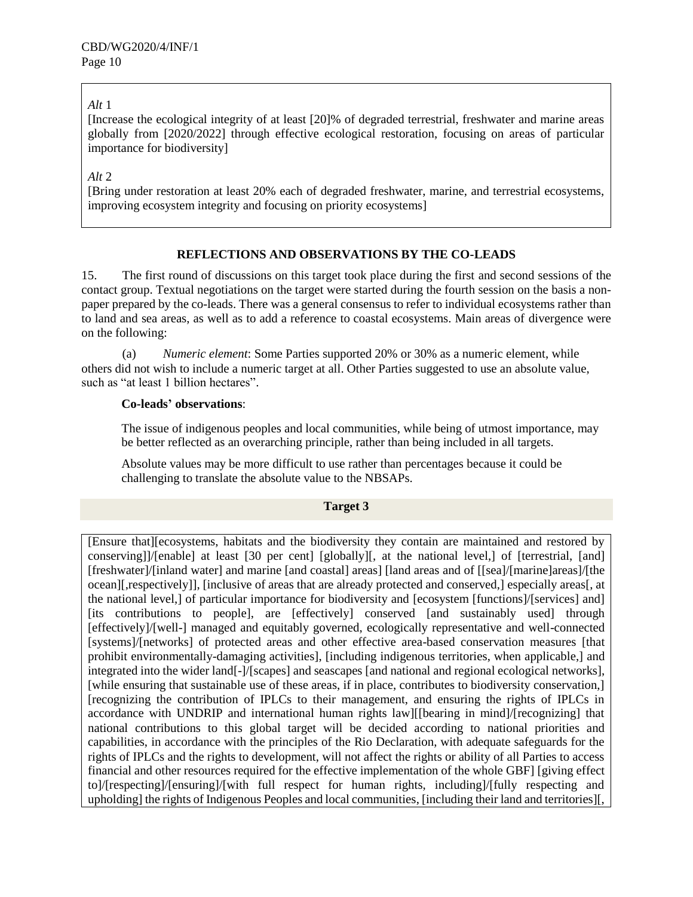*Alt* 1

[Increase the ecological integrity of at least [20]% of degraded terrestrial, freshwater and marine areas globally from [2020/2022] through effective ecological restoration, focusing on areas of particular importance for biodiversity]

*Alt* 2

[Bring under restoration at least 20% each of degraded freshwater, marine, and terrestrial ecosystems, improving ecosystem integrity and focusing on priority ecosystems]

### REFLECTIONS AND OBSERVATIONS BY THE CO-LEADS

15. The first round of discussions on this target took place during the first and second sessions of the contact group. Textual negotiations on the target were started during the fourth session on the basis a non-paper prepared by the co-leads. There was a general consensus to refer to individual ecosystems rather than to land and sea areas, as well as to add a reference to coastal ecosystems. Main areas of divergence were on the following:

(a) *Numeric element*: Some Parties supported 20% or 30% as a numeric element, while others did not wish to include a numeric target at all. Other Parties suggested to use an absolute value, such as "at least 1 billion hectares".

**Co-leads' observations**:

The issue of indigenous peoples and local communities, while being of utmost importance, may be better reflected as an overarching principle, rather than being included in all targets.

Absolute values may be more difficult to use rather than percentages because it could be challenging to translate the absolute value to the NBSAPs.

### Target 3

[Ensure that][ecosystems, habitats and the biodiversity they contain are maintained and restored by conserving]]/[enable] at least [30 per cent] [globally][, at the national level,] of [terrestrial, [and] [freshwater]/[inland water] and marine [and coastal] areas] [land areas and of [[sea]/[marine]areas]/[the ocean][,respectively]], [inclusive of areas that are already protected and conserved,] especially areas[, at the national level,] of particular importance for biodiversity and [ecosystem [functions]/[services] and] [its contributions to people], are [effectively] conserved [and sustainably used] through [effectively]/[well-] managed and equitably governed, ecologically representative and well-connected [systems]/[networks] of protected areas and other effective area-based conservation measures [that prohibit environmentally-damaging activities], [including indigenous territories, when applicable,] and integrated into the wider land[-]/[scapes] and seascapes [and national and regional ecological networks], [while ensuring that sustainable use of these areas, if in place, contributes to biodiversity conservation,] [recognizing the contribution of IPLCs to their management, and ensuring the rights of IPLCs in accordance with UNDRIP and international human rights law][[bearing in mind]/[recognizing] that national contributions to this global target will be decided according to national priorities and capabilities, in accordance with the principles of the Rio Declaration, with adequate safeguards for the rights of IPLCs and the rights to development, will not affect the rights or ability of all Parties to access financial and other resources required for the effective implementation of the whole GBF] [giving effect to]/[respecting]/[ensuring]/[with full respect for human rights, including]/[fully respecting and upholding] the rights of Indigenous Peoples and local communities, [including their land and territories][,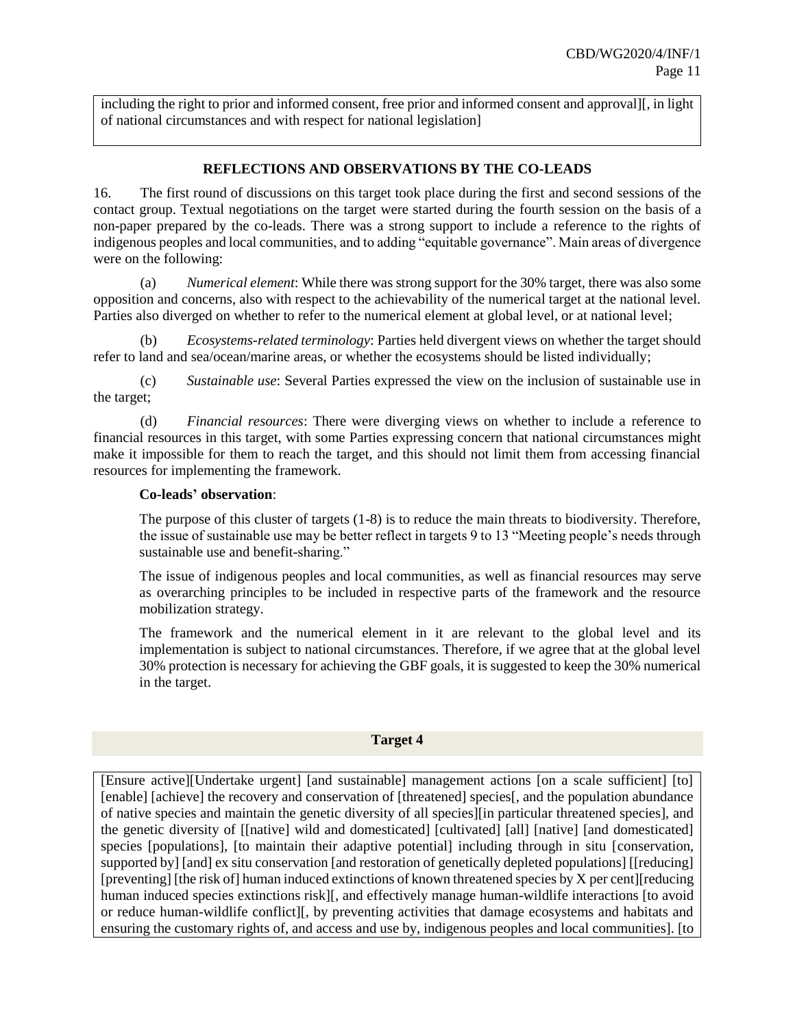including the right to prior and informed consent, free prior and informed consent and approval][, in light of national circumstances and with respect for national legislation]

### REFLECTIONS AND OBSERVATIONS BY THE CO-LEADS

16. The first round of discussions on this target took place during the first and second sessions of the contact group. Textual negotiations on the target were started during the fourth session on the basis of a non-paper prepared by the co-leads. There was a strong support to include a reference to the rights of indigenous peoples and local communities, and to adding "equitable governance". Main areas of divergence were on the following:

(a) *Numerical element*: While there was strong support for the 30% target, there was also some opposition and concerns, also with respect to the achievability of the numerical target at the national level. Parties also diverged on whether to refer to the numerical element at global level, or at national level;

(b) *Ecosystems-related terminology*: Parties held divergent views on whether the target should refer to land and sea/ocean/marine areas, or whether the ecosystems should be listed individually;

(c) *Sustainable use*: Several Parties expressed the view on the inclusion of sustainable use in the target;

(d) *Financial resources*: There were diverging views on whether to include a reference to financial resources in this target, with some Parties expressing concern that national circumstances might make it impossible for them to reach the target, and this should not limit them from accessing financial resources for implementing the framework.

**Co-leads' observation**:

The purpose of this cluster of targets (1-8) is to reduce the main threats to biodiversity. Therefore, the issue of sustainable use may be better reflect in targets 9 to 13 "Meeting people's needs through sustainable use and benefit-sharing."

The issue of indigenous peoples and local communities, as well as financial resources may serve as overarching principles to be included in respective parts of the framework and the resource mobilization strategy.

The framework and the numerical element in it are relevant to the global level and its implementation is subject to national circumstances. Therefore, if we agree that at the global level 30% protection is necessary for achieving the GBF goals, it is suggested to keep the 30% numerical in the target.

### Target 4

[Ensure active][Undertake urgent] [and sustainable] management actions [on a scale sufficient] [to] [enable] [achieve] the recovery and conservation of [threatened] species[, and the population abundance of native species and maintain the genetic diversity of all species][in particular threatened species], and the genetic diversity of [[native] wild and domesticated] [cultivated] [all] [native] [and domesticated] species [populations], [to maintain their adaptive potential] including through in situ [conservation, supported by] [and] ex situ conservation [and restoration of genetically depleted populations] [[reducing] [preventing] [the risk of] human induced extinctions of known threatened species by X per cent][reducing human induced species extinctions risk][, and effectively manage human-wildlife interactions [to avoid or reduce human-wildlife conflict][, by preventing activities that damage ecosystems and habitats and ensuring the customary rights of, and access and use by, indigenous peoples and local communities]. [to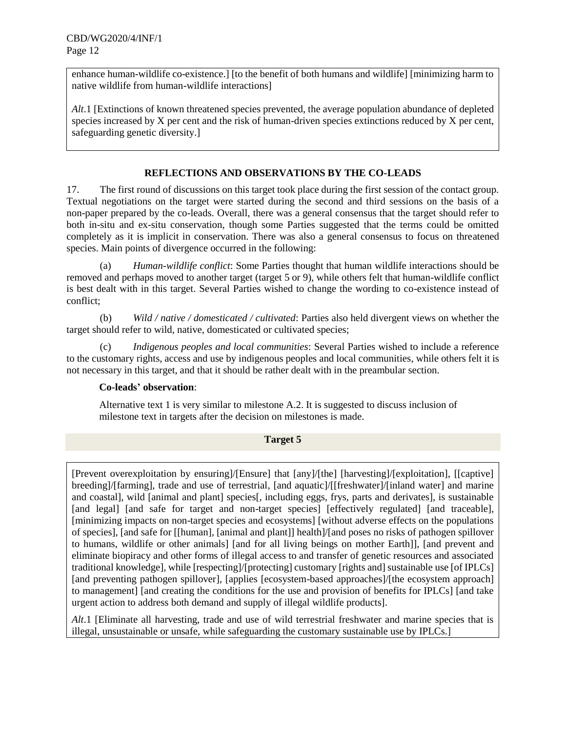enhance human-wildlife co-existence.] [to the benefit of both humans and wildlife] [minimizing harm to native wildlife from human-wildlife interactions]

*Alt*.1 [Extinctions of known threatened species prevented, the average population abundance of depleted species increased by X per cent and the risk of human-driven species extinctions reduced by X per cent, safeguarding genetic diversity.]

### REFLECTIONS AND OBSERVATIONS BY THE CO-LEADS

17. The first round of discussions on this target took place during the first session of the contact group. Textual negotiations on the target were started during the second and third sessions on the basis of a non-paper prepared by the co-leads. Overall, there was a general consensus that the target should refer to both in-situ and ex-situ conservation, though some Parties suggested that the terms could be omitted completely as it is implicit in conservation. There was also a general consensus to focus on threatened species. Main points of divergence occurred in the following:

(a) *Human-wildlife conflict*: Some Parties thought that human wildlife interactions should be removed and perhaps moved to another target (target 5 or 9), while others felt that human-wildlife conflict is best dealt with in this target. Several Parties wished to change the wording to co-existence instead of conflict;

(b) *Wild / native / domesticated / cultivated*: Parties also held divergent views on whether the target should refer to wild, native, domesticated or cultivated species;

(c) *Indigenous peoples and local communities*: Several Parties wished to include a reference to the customary rights, access and use by indigenous peoples and local communities, while others felt it is not necessary in this target, and that it should be rather dealt with in the preambular section.

**Co-leads' observation**:

Alternative text 1 is very similar to milestone A.2. It is suggested to discuss inclusion of milestone text in targets after the decision on milestones is made.

### Target 5

[Prevent overexploitation by ensuring]/[Ensure] that [any]/[the] [harvesting]/[exploitation], [[captive] breeding]/[farming], trade and use of terrestrial, [and aquatic]/[[freshwater]/[inland water] and marine and coastal], wild [animal and plant] species[, including eggs, frys, parts and derivates], is sustainable [and legal] [and safe for target and non-target species] [effectively regulated] [and traceable], [minimizing impacts on non-target species and ecosystems] [without adverse effects on the populations of species], [and safe for [[human], [animal and plant]] health]/[and poses no risks of pathogen spillover to humans, wildlife or other animals] [and for all living beings on mother Earth]], [and prevent and eliminate biopiracy and other forms of illegal access to and transfer of genetic resources and associated traditional knowledge], while [respecting]/[protecting] customary [rights and] sustainable use [of IPLCs] [and preventing pathogen spillover], [applies [ecosystem-based approaches]/[the ecosystem approach] to management] [and creating the conditions for the use and provision of benefits for IPLCs] [and take urgent action to address both demand and supply of illegal wildlife products].

*Alt*.1 [Eliminate all harvesting, trade and use of wild terrestrial freshwater and marine species that is illegal, unsustainable or unsafe, while safeguarding the customary sustainable use by IPLCs.]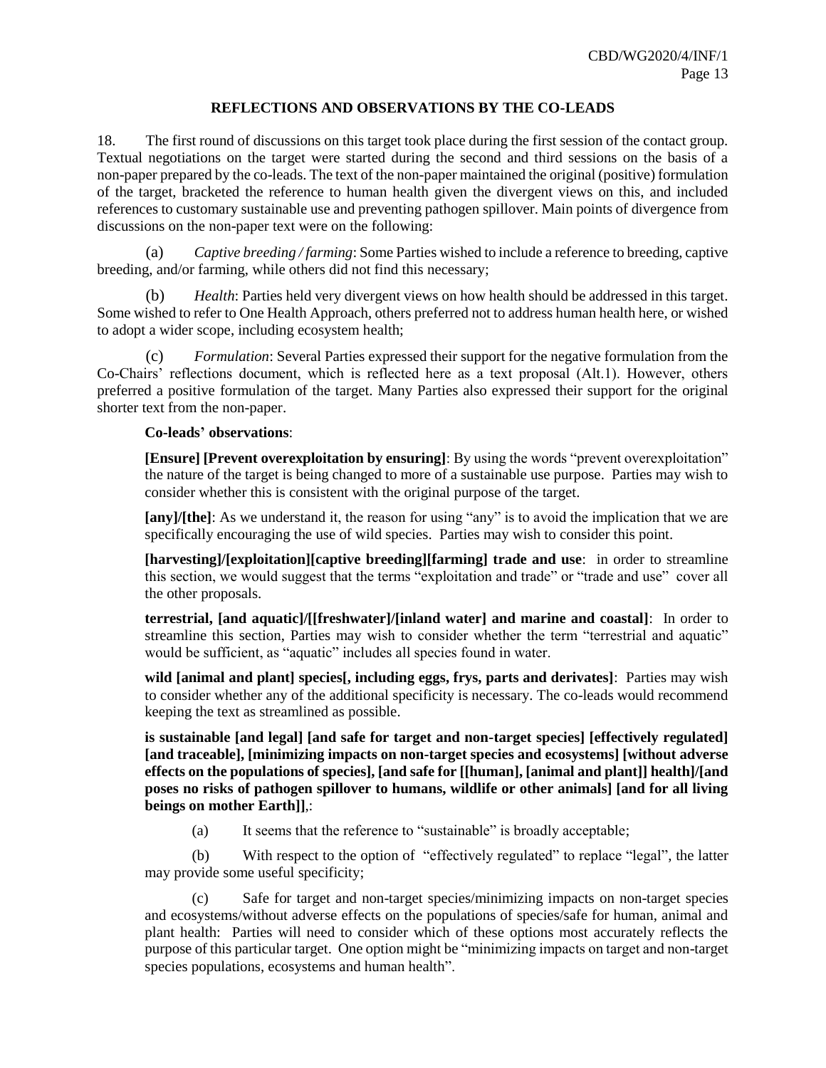## REFLECTIONS AND OBSERVATIONS BY THE CO-LEADS

18. The first round of discussions on this target took place during the first session of the contact group. Textual negotiations on the target were started during the second and third sessions on the basis of a non-paper prepared by the co-leads. The text of the non-paper maintained the original (positive) formulation of the target, bracketed the reference to human health given the divergent views on this, and included references to customary sustainable use and preventing pathogen spillover. Main points of divergence from discussions on the non-paper text were on the following:

(a) *Captive breeding / farming*: Some Parties wished to include a reference to breeding, captive breeding, and/or farming, while others did not find this necessary;

(b) *Health*: Parties held very divergent views on how health should be addressed in this target. Some wished to refer to One Health Approach, others preferred not to address human health here, or wished to adopt a wider scope, including ecosystem health;

(c) *Formulation*: Several Parties expressed their support for the negative formulation from the Co-Chairs' reflections document, which is reflected here as a text proposal (Alt.1). However, others preferred a positive formulation of the target. Many Parties also expressed their support for the original shorter text from the non-paper.

**Co-leads' observations**:

**[Ensure] [Prevent overexploitation by ensuring]**: By using the words "prevent overexploitation" the nature of the target is being changed to more of a sustainable use purpose. Parties may wish to consider whether this is consistent with the original purpose of the target.

**[any]/[the]**: As we understand it, the reason for using "any" is to avoid the implication that we are specifically encouraging the use of wild species. Parties may wish to consider this point.

**[harvesting]/[exploitation][captive breeding][farming] trade and use**: in order to streamline this section, we would suggest that the terms "exploitation and trade" or "trade and use" cover all the other proposals.

**terrestrial, [and aquatic]/[[freshwater]/[inland water] and marine and coastal]**: In order to streamline this section, Parties may wish to consider whether the term "terrestrial and aquatic" would be sufficient, as "aquatic" includes all species found in water.

**wild [animal and plant] species[, including eggs, frys, parts and derivates]**: Parties may wish to consider whether any of the additional specificity is necessary. The co-leads would recommend keeping the text as streamlined as possible.

**is sustainable [and legal] [and safe for target and non-target species] [effectively regulated] [and traceable], [minimizing impacts on non-target species and ecosystems] [without adverse effects on the populations of species], [and safe for [[human], [animal and plant]] health]/[and poses no risks of pathogen spillover to humans, wildlife or other animals] [and for all living beings on mother Earth]]**,:

(a) It seems that the reference to "sustainable" is broadly acceptable;

(b) With respect to the option of "effectively regulated" to replace "legal", the latter may provide some useful specificity;

(c) Safe for target and non-target species/minimizing impacts on non-target species and ecosystems/without adverse effects on the populations of species/safe for human, animal and plant health: Parties will need to consider which of these options most accurately reflects the purpose of this particular target. One option might be "minimizing impacts on target and non-target species populations, ecosystems and human health".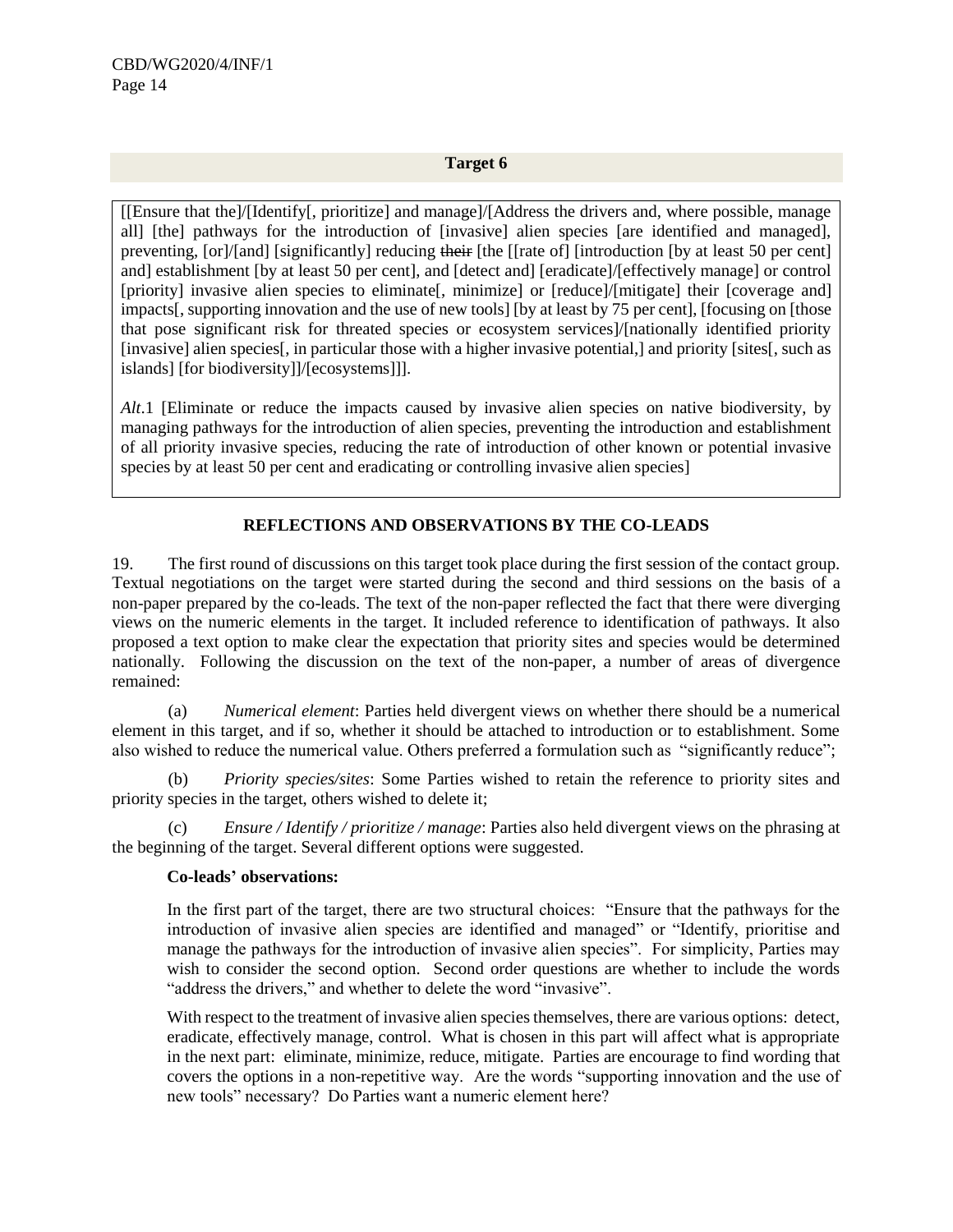### Target 6

[[Ensure that the]/[Identify[, prioritize] and manage]/[Address the drivers and, where possible, manage all] [the] pathways for the introduction of [invasive] alien species [are identified and managed], preventing, [or]/[and] [significantly] reducing ~~their~~ [the [[rate of] [introduction [by at least 50 per cent] and] establishment [by at least 50 per cent], and [detect and] [eradicate]/[effectively manage] or control [priority] invasive alien species to eliminate[, minimize] or [reduce]/[mitigate] their [coverage and] impacts[, supporting innovation and the use of new tools] [by at least by 75 per cent], [focusing on [those that pose significant risk for threated species or ecosystem services]/[nationally identified priority [invasive] alien species[, in particular those with a higher invasive potential,] and priority [sites[, such as islands] [for biodiversity]]/[ecosystems]]]].

*Alt*.1 [Eliminate or reduce the impacts caused by invasive alien species on native biodiversity, by managing pathways for the introduction of alien species, preventing the introduction and establishment of all priority invasive species, reducing the rate of introduction of other known or potential invasive species by at least 50 per cent and eradicating or controlling invasive alien species]

#### REFLECTIONS AND OBSERVATIONS BY THE CO-LEADS

19. The first round of discussions on this target took place during the first session of the contact group. Textual negotiations on the target were started during the second and third sessions on the basis of a non-paper prepared by the co-leads. The text of the non-paper reflected the fact that there were diverging views on the numeric elements in the target. It included reference to identification of pathways. It also proposed a text option to make clear the expectation that priority sites and species would be determined nationally. Following the discussion on the text of the non-paper, a number of areas of divergence remained:

(a) *Numerical element*: Parties held divergent views on whether there should be a numerical element in this target, and if so, whether it should be attached to introduction or to establishment. Some also wished to reduce the numerical value. Others preferred a formulation such as "significantly reduce";

(b) *Priority species/sites*: Some Parties wished to retain the reference to priority sites and priority species in the target, others wished to delete it;

(c) *Ensure / Identify / prioritize / manage*: Parties also held divergent views on the phrasing at the beginning of the target. Several different options were suggested.

**Co-leads' observations:**

In the first part of the target, there are two structural choices: "Ensure that the pathways for the introduction of invasive alien species are identified and managed" or "Identify, prioritise and manage the pathways for the introduction of invasive alien species". For simplicity, Parties may wish to consider the second option. Second order questions are whether to include the words "address the drivers," and whether to delete the word "invasive".

With respect to the treatment of invasive alien species themselves, there are various options: detect, eradicate, effectively manage, control. What is chosen in this part will affect what is appropriate in the next part: eliminate, minimize, reduce, mitigate. Parties are encourage to find wording that covers the options in a non-repetitive way. Are the words "supporting innovation and the use of new tools" necessary? Do Parties want a numeric element here?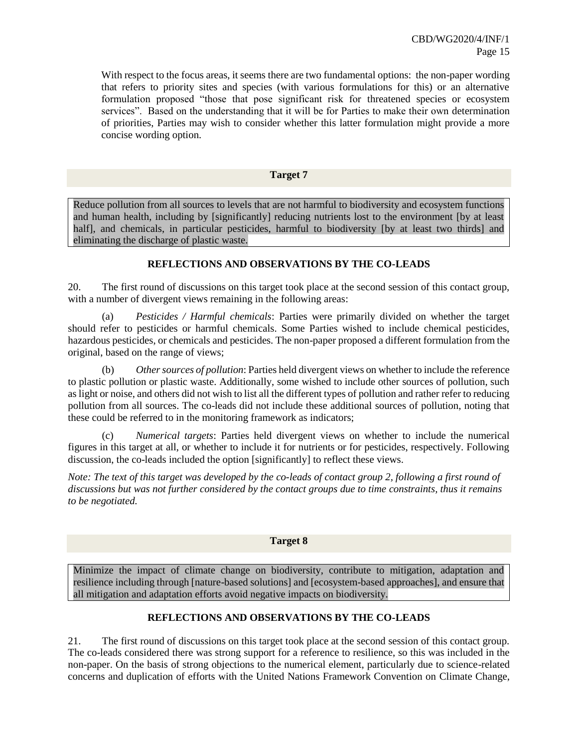With respect to the focus areas, it seems there are two fundamental options: the non-paper wording that refers to priority sites and species (with various formulations for this) or an alternative formulation proposed "those that pose significant risk for threatened species or ecosystem services". Based on the understanding that it will be for Parties to make their own determination of priorities, Parties may wish to consider whether this latter formulation might provide a more concise wording option.

## Target 7

Reduce pollution from all sources to levels that are not harmful to biodiversity and ecosystem functions and human health, including by [significantly] reducing nutrients lost to the environment [by at least half], and chemicals, in particular pesticides, harmful to biodiversity [by at least two thirds] and eliminating the discharge of plastic waste.

### REFLECTIONS AND OBSERVATIONS BY THE CO-LEADS

20. The first round of discussions on this target took place at the second session of this contact group, with a number of divergent views remaining in the following areas:

(a) *Pesticides / Harmful chemicals*: Parties were primarily divided on whether the target should refer to pesticides or harmful chemicals. Some Parties wished to include chemical pesticides, hazardous pesticides, or chemicals and pesticides. The non-paper proposed a different formulation from the original, based on the range of views;

(b) *Other sources of pollution*: Parties held divergent views on whether to include the reference to plastic pollution or plastic waste. Additionally, some wished to include other sources of pollution, such as light or noise, and others did not wish to list all the different types of pollution and rather refer to reducing pollution from all sources. The co-leads did not include these additional sources of pollution, noting that these could be referred to in the monitoring framework as indicators;

(c) *Numerical targets*: Parties held divergent views on whether to include the numerical figures in this target at all, or whether to include it for nutrients or for pesticides, respectively. Following discussion, the co-leads included the option [significantly] to reflect these views.

*Note: The text of this target was developed by the co-leads of contact group 2, following a first round of discussions but was not further considered by the contact groups due to time constraints, thus it remains to be negotiated.*

## Target 8

Minimize the impact of climate change on biodiversity, contribute to mitigation, adaptation and resilience including through [nature-based solutions] and [ecosystem-based approaches], and ensure that all mitigation and adaptation efforts avoid negative impacts on biodiversity.

### REFLECTIONS AND OBSERVATIONS BY THE CO-LEADS

21. The first round of discussions on this target took place at the second session of this contact group. The co-leads considered there was strong support for a reference to resilience, so this was included in the non-paper. On the basis of strong objections to the numerical element, particularly due to science-related concerns and duplication of efforts with the United Nations Framework Convention on Climate Change,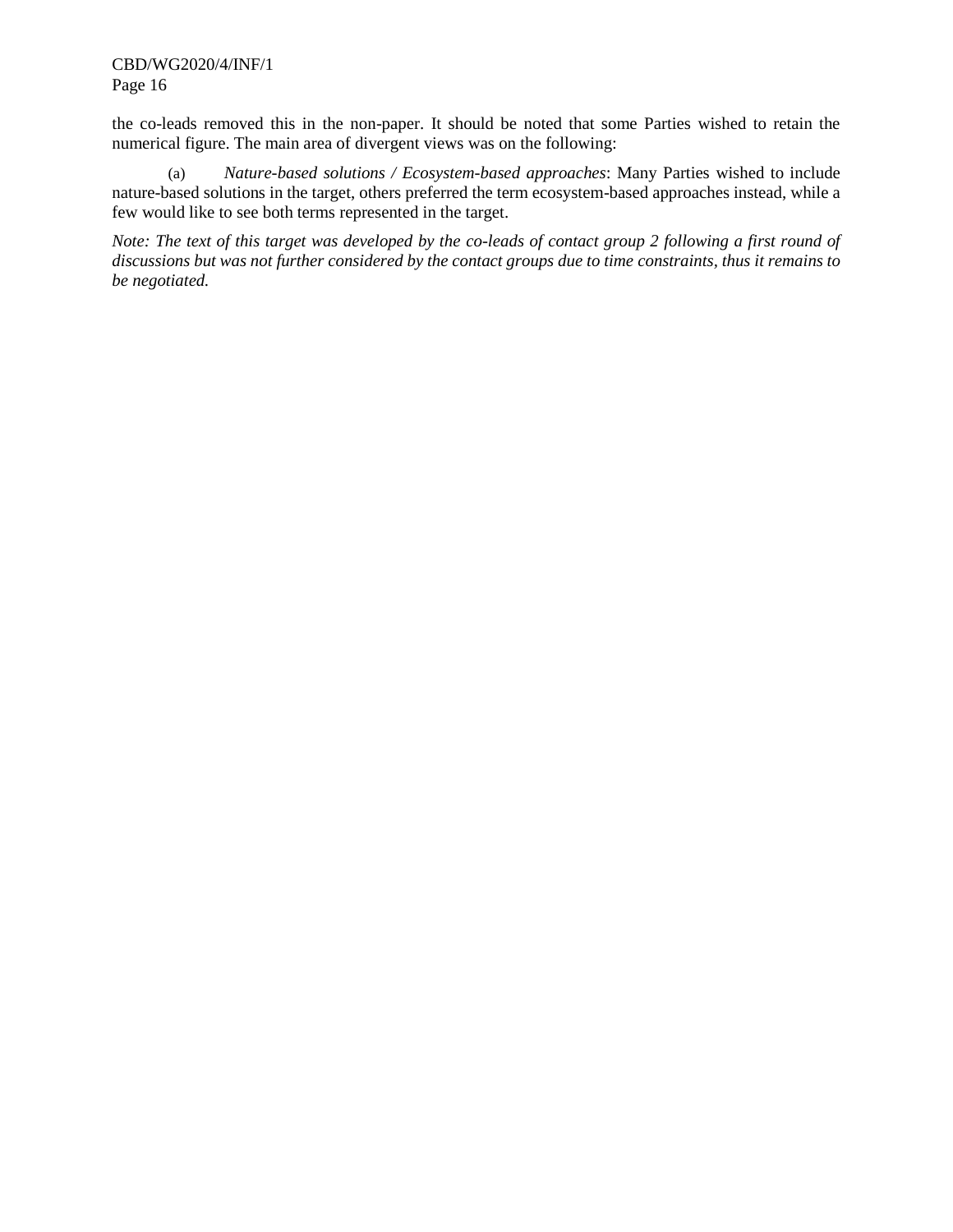the co-leads removed this in the non-paper. It should be noted that some Parties wished to retain the numerical figure. The main area of divergent views was on the following:

(a) *Nature-based solutions / Ecosystem-based approaches*: Many Parties wished to include nature-based solutions in the target, others preferred the term ecosystem-based approaches instead, while a few would like to see both terms represented in the target.

*Note: The text of this target was developed by the co-leads of contact group 2 following a first round of discussions but was not further considered by the contact groups due to time constraints, thus it remains to be negotiated.*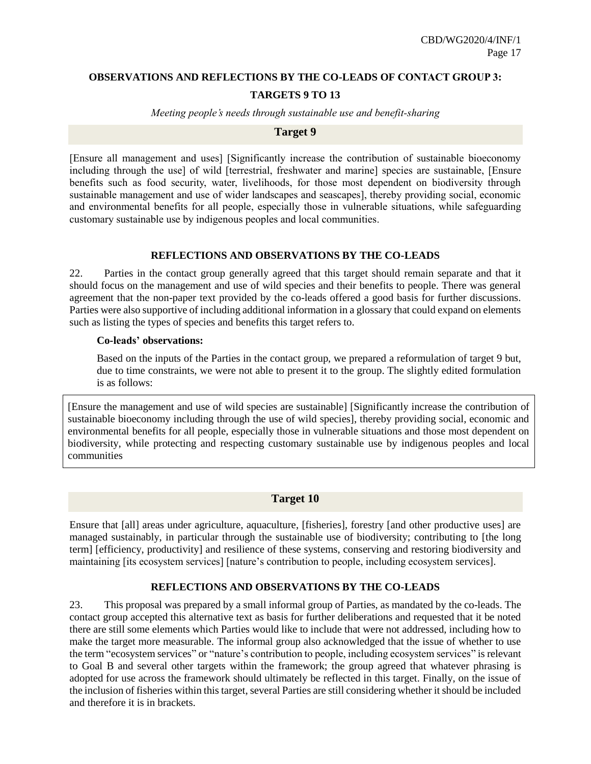## OBSERVATIONS AND REFLECTIONS BY THE CO-LEADS OF CONTACT GROUP 3: TARGETS 9 TO 13

*Meeting people's needs through sustainable use and benefit-sharing*

### Target 9

[Ensure all management and uses] [Significantly increase the contribution of sustainable bioeconomy including through the use] of wild [terrestrial, freshwater and marine] species are sustainable, [Ensure benefits such as food security, water, livelihoods, for those most dependent on biodiversity through sustainable management and use of wider landscapes and seascapes], thereby providing social, economic and environmental benefits for all people, especially those in vulnerable situations, while safeguarding customary sustainable use by indigenous peoples and local communities.

#### REFLECTIONS AND OBSERVATIONS BY THE CO-LEADS

22. Parties in the contact group generally agreed that this target should remain separate and that it should focus on the management and use of wild species and their benefits to people. There was general agreement that the non-paper text provided by the co-leads offered a good basis for further discussions. Parties were also supportive of including additional information in a glossary that could expand on elements such as listing the types of species and benefits this target refers to.

**Co-leads' observations:**

Based on the inputs of the Parties in the contact group, we prepared a reformulation of target 9 but, due to time constraints, we were not able to present it to the group. The slightly edited formulation is as follows:

[Ensure the management and use of wild species are sustainable] [Significantly increase the contribution of sustainable bioeconomy including through the use of wild species], thereby providing social, economic and environmental benefits for all people, especially those in vulnerable situations and those most dependent on biodiversity, while protecting and respecting customary sustainable use by indigenous peoples and local communities

### Target 10

Ensure that [all] areas under agriculture, aquaculture, [fisheries], forestry [and other productive uses] are managed sustainably, in particular through the sustainable use of biodiversity; contributing to [the long term] [efficiency, productivity] and resilience of these systems, conserving and restoring biodiversity and maintaining [its ecosystem services] [nature's contribution to people, including ecosystem services].

#### REFLECTIONS AND OBSERVATIONS BY THE CO-LEADS

23. This proposal was prepared by a small informal group of Parties, as mandated by the co-leads. The contact group accepted this alternative text as basis for further deliberations and requested that it be noted there are still some elements which Parties would like to include that were not addressed, including how to make the target more measurable. The informal group also acknowledged that the issue of whether to use the term "ecosystem services" or "nature's contribution to people, including ecosystem services" is relevant to Goal B and several other targets within the framework; the group agreed that whatever phrasing is adopted for use across the framework should ultimately be reflected in this target. Finally, on the issue of the inclusion of fisheries within this target, several Parties are still considering whether it should be included and therefore it is in brackets.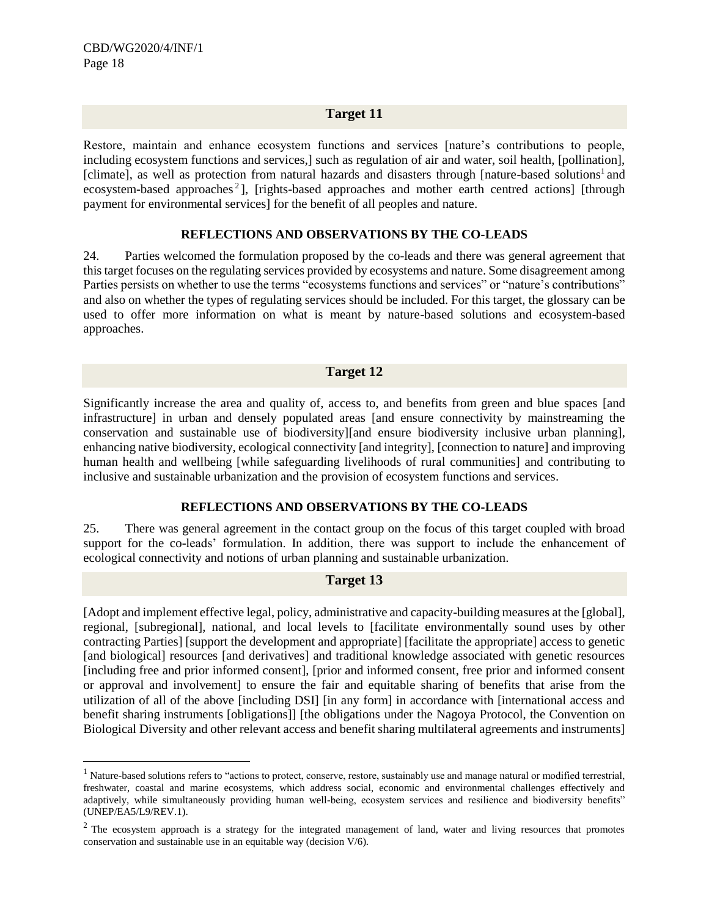### Target 11

Restore, maintain and enhance ecosystem functions and services [nature's contributions to people, including ecosystem functions and services,] such as regulation of air and water, soil health, [pollination], [climate], as well as protection from natural hazards and disasters through [nature-based solutions[1] and ecosystem-based approaches[2]], [rights-based approaches and mother earth centred actions] [through payment for environmental services] for the benefit of all peoples and nature.

**REFLECTIONS AND OBSERVATIONS BY THE CO-LEADS**

24. Parties welcomed the formulation proposed by the co-leads and there was general agreement that this target focuses on the regulating services provided by ecosystems and nature. Some disagreement among Parties persists on whether to use the terms "ecosystems functions and services" or "nature's contributions" and also on whether the types of regulating services should be included. For this target, the glossary can be used to offer more information on what is meant by nature-based solutions and ecosystem-based approaches.

### Target 12

Significantly increase the area and quality of, access to, and benefits from green and blue spaces [and infrastructure] in urban and densely populated areas [and ensure connectivity by mainstreaming the conservation and sustainable use of biodiversity][and ensure biodiversity inclusive urban planning], enhancing native biodiversity, ecological connectivity [and integrity], [connection to nature] and improving human health and wellbeing [while safeguarding livelihoods of rural communities] and contributing to inclusive and sustainable urbanization and the provision of ecosystem functions and services.

**REFLECTIONS AND OBSERVATIONS BY THE CO-LEADS**

25. There was general agreement in the contact group on the focus of this target coupled with broad support for the co-leads' formulation. In addition, there was support to include the enhancement of ecological connectivity and notions of urban planning and sustainable urbanization.

### Target 13

[Adopt and implement effective legal, policy, administrative and capacity-building measures at the [global], regional, [subregional], national, and local levels to [facilitate environmentally sound uses by other contracting Parties] [support the development and appropriate] [facilitate the appropriate] access to genetic [and biological] resources [and derivatives] and traditional knowledge associated with genetic resources [including free and prior informed consent], [prior and informed consent, free prior and informed consent or approval and involvement] to ensure the fair and equitable sharing of benefits that arise from the utilization of all of the above [including DSI] [in any form] in accordance with [international access and benefit sharing instruments [obligations]] [the obligations under the Nagoya Protocol, the Convention on Biological Diversity and other relevant access and benefit sharing multilateral agreements and instruments]

---

[1] Nature-based solutions refers to "actions to protect, conserve, restore, sustainably use and manage natural or modified terrestrial, freshwater, coastal and marine ecosystems, which address social, economic and environmental challenges effectively and adaptively, while simultaneously providing human well-being, ecosystem services and resilience and biodiversity benefits" (UNEP/EA5/L9/REV.1).

[2] The ecosystem approach is a strategy for the integrated management of land, water and living resources that promotes conservation and sustainable use in an equitable way (decision V/6).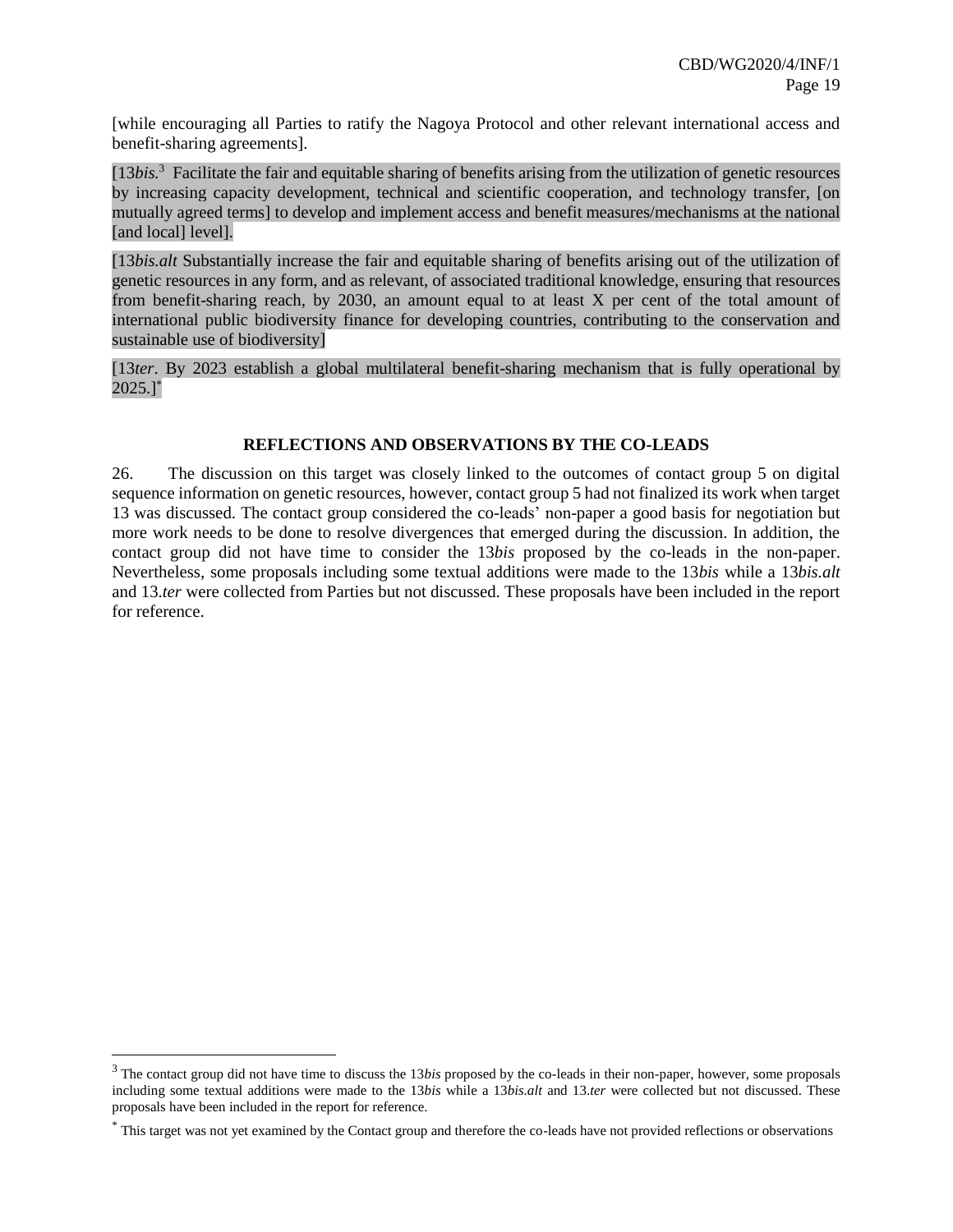[while encouraging all Parties to ratify the Nagoya Protocol and other relevant international access and benefit-sharing agreements].

[13*bis.*[3] Facilitate the fair and equitable sharing of benefits arising from the utilization of genetic resources by increasing capacity development, technical and scientific cooperation, and technology transfer, [on mutually agreed terms] to develop and implement access and benefit measures/mechanisms at the national [and local] level].

[13*bis.alt* Substantially increase the fair and equitable sharing of benefits arising out of the utilization of genetic resources in any form, and as relevant, of associated traditional knowledge, ensuring that resources from benefit-sharing reach, by 2030, an amount equal to at least X per cent of the total amount of international public biodiversity finance for developing countries, contributing to the conservation and sustainable use of biodiversity]

[13*ter*. By 2023 establish a global multilateral benefit-sharing mechanism that is fully operational by 2025.][*]

### REFLECTIONS AND OBSERVATIONS BY THE CO-LEADS

26. The discussion on this target was closely linked to the outcomes of contact group 5 on digital sequence information on genetic resources, however, contact group 5 had not finalized its work when target 13 was discussed. The contact group considered the co-leads' non-paper a good basis for negotiation but more work needs to be done to resolve divergences that emerged during the discussion. In addition, the contact group did not have time to consider the 13*bis* proposed by the co-leads in the non-paper. Nevertheless, some proposals including some textual additions were made to the 13*bis* while a 13*bis.alt* and 13.*ter* were collected from Parties but not discussed. These proposals have been included in the report for reference.

---

[3] The contact group did not have time to discuss the 13*bis* proposed by the co-leads in their non-paper, however, some proposals including some textual additions were made to the 13*bis* while a 13*bis.alt* and 13.*ter* were collected but not discussed. These proposals have been included in the report for reference.

[*] This target was not yet examined by the Contact group and therefore the co-leads have not provided reflections or observations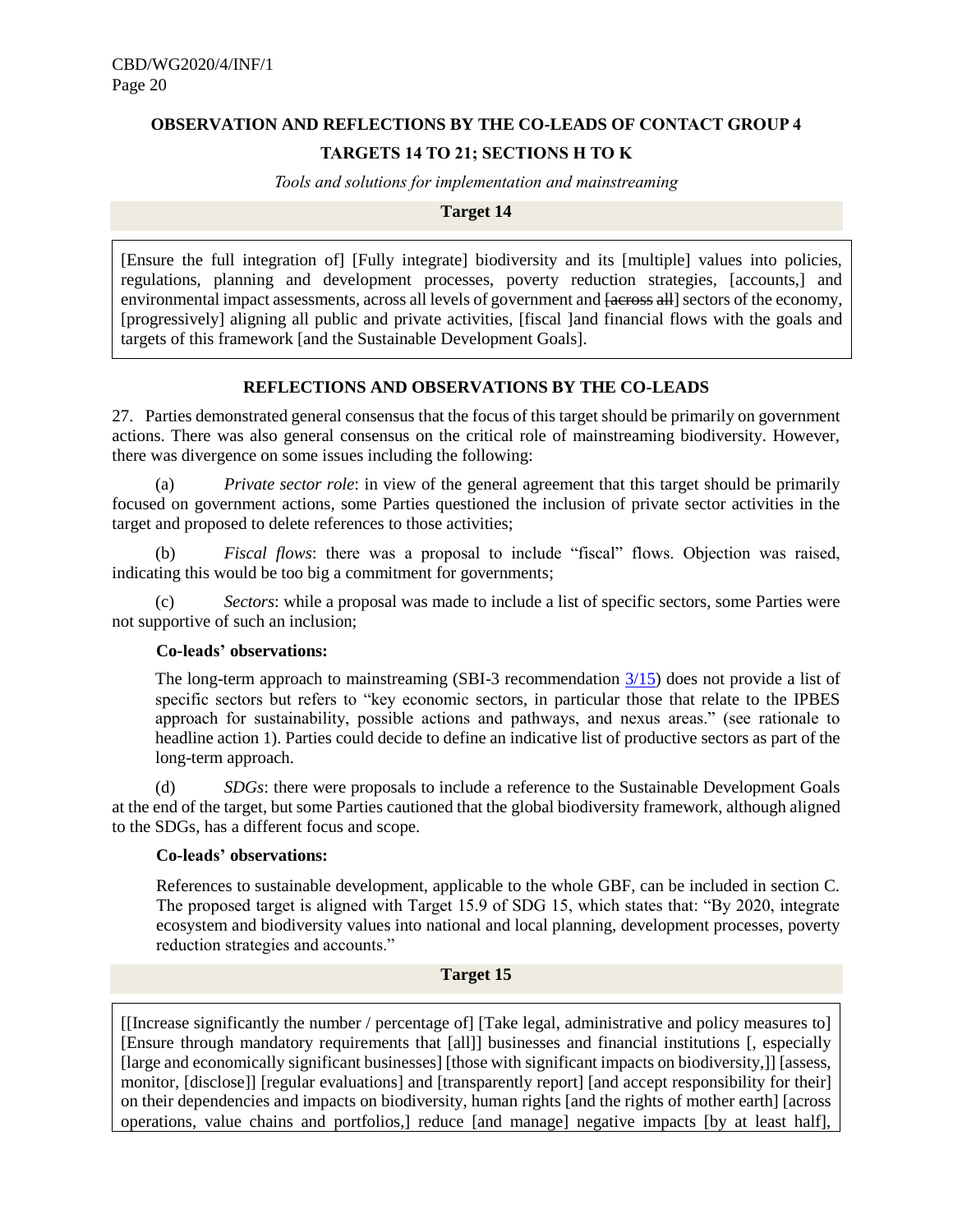## OBSERVATION AND REFLECTIONS BY THE CO-LEADS OF CONTACT GROUP 4

## TARGETS 14 TO 21; SECTIONS H TO K

*Tools and solutions for implementation and mainstreaming*

### Target 14

[Ensure the full integration of] [Fully integrate] biodiversity and its [multiple] values into policies, regulations, planning and development processes, poverty reduction strategies, [accounts,] and environmental impact assessments, across all levels of government and ~~[across all]~~ sectors of the economy, [progressively] aligning all public and private activities, [fiscal ]and financial flows with the goals and targets of this framework [and the Sustainable Development Goals].

#### REFLECTIONS AND OBSERVATIONS BY THE CO-LEADS

27. Parties demonstrated general consensus that the focus of this target should be primarily on government actions. There was also general consensus on the critical role of mainstreaming biodiversity. However, there was divergence on some issues including the following:

(a) *Private sector role*: in view of the general agreement that this target should be primarily focused on government actions, some Parties questioned the inclusion of private sector activities in the target and proposed to delete references to those activities;

(b) *Fiscal flows*: there was a proposal to include "fiscal" flows. Objection was raised, indicating this would be too big a commitment for governments;

(c) *Sectors*: while a proposal was made to include a list of specific sectors, some Parties were not supportive of such an inclusion;

**Co-leads' observations:**

The long-term approach to mainstreaming (SBI-3 recommendation 3/15) does not provide a list of specific sectors but refers to "key economic sectors, in particular those that relate to the IPBES approach for sustainability, possible actions and pathways, and nexus areas." (see rationale to headline action 1). Parties could decide to define an indicative list of productive sectors as part of the long-term approach.

(d) *SDGs*: there were proposals to include a reference to the Sustainable Development Goals at the end of the target, but some Parties cautioned that the global biodiversity framework, although aligned to the SDGs, has a different focus and scope.

**Co-leads' observations:**

References to sustainable development, applicable to the whole GBF, can be included in section C. The proposed target is aligned with Target 15.9 of SDG 15, which states that: "By 2020, integrate ecosystem and biodiversity values into national and local planning, development processes, poverty reduction strategies and accounts."

### Target 15

[[Increase significantly the number / percentage of] [Take legal, administrative and policy measures to] [Ensure through mandatory requirements that [all]] businesses and financial institutions [, especially [large and economically significant businesses] [those with significant impacts on biodiversity,]] [assess, monitor, [disclose]] [regular evaluations] and [transparently report] [and accept responsibility for their] on their dependencies and impacts on biodiversity, human rights [and the rights of mother earth] [across operations, value chains and portfolios,] reduce [and manage] negative impacts [by at least half],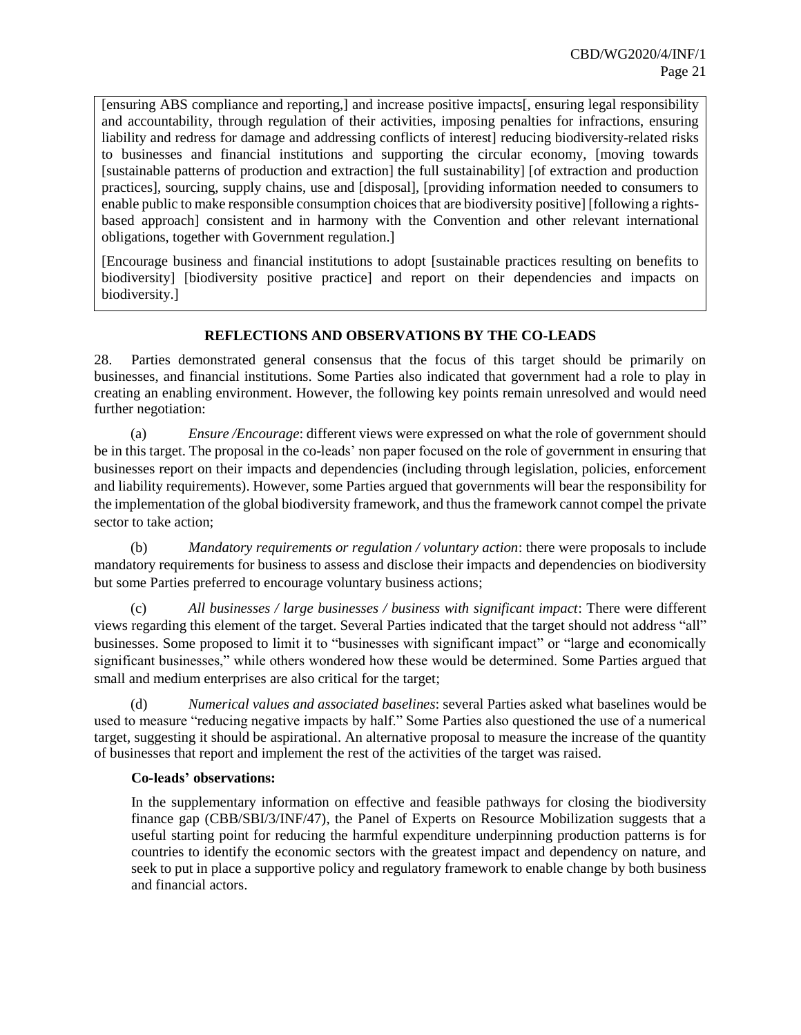[ensuring ABS compliance and reporting,] and increase positive impacts[, ensuring legal responsibility and accountability, through regulation of their activities, imposing penalties for infractions, ensuring liability and redress for damage and addressing conflicts of interest] reducing biodiversity-related risks to businesses and financial institutions and supporting the circular economy, [moving towards [sustainable patterns of production and extraction] the full sustainability] [of extraction and production practices], sourcing, supply chains, use and [disposal], [providing information needed to consumers to enable public to make responsible consumption choices that are biodiversity positive] [following a rights-based approach] consistent and in harmony with the Convention and other relevant international obligations, together with Government regulation.]

[Encourage business and financial institutions to adopt [sustainable practices resulting on benefits to biodiversity] [biodiversity positive practice] and report on their dependencies and impacts on biodiversity.]

## REFLECTIONS AND OBSERVATIONS BY THE CO-LEADS

28. Parties demonstrated general consensus that the focus of this target should be primarily on businesses, and financial institutions. Some Parties also indicated that government had a role to play in creating an enabling environment. However, the following key points remain unresolved and would need further negotiation:

(a) *Ensure /Encourage*: different views were expressed on what the role of government should be in this target. The proposal in the co-leads' non paper focused on the role of government in ensuring that businesses report on their impacts and dependencies (including through legislation, policies, enforcement and liability requirements). However, some Parties argued that governments will bear the responsibility for the implementation of the global biodiversity framework, and thus the framework cannot compel the private sector to take action;

(b) *Mandatory requirements or regulation / voluntary action*: there were proposals to include mandatory requirements for business to assess and disclose their impacts and dependencies on biodiversity but some Parties preferred to encourage voluntary business actions;

(c) *All businesses / large businesses / business with significant impact*: There were different views regarding this element of the target. Several Parties indicated that the target should not address "all" businesses. Some proposed to limit it to "businesses with significant impact" or "large and economically significant businesses," while others wondered how these would be determined. Some Parties argued that small and medium enterprises are also critical for the target;

(d) *Numerical values and associated baselines*: several Parties asked what baselines would be used to measure "reducing negative impacts by half." Some Parties also questioned the use of a numerical target, suggesting it should be aspirational. An alternative proposal to measure the increase of the quantity of businesses that report and implement the rest of the activities of the target was raised.

**Co-leads' observations:**

In the supplementary information on effective and feasible pathways for closing the biodiversity finance gap (CBB/SBI/3/INF/47), the Panel of Experts on Resource Mobilization suggests that a useful starting point for reducing the harmful expenditure underpinning production patterns is for countries to identify the economic sectors with the greatest impact and dependency on nature, and seek to put in place a supportive policy and regulatory framework to enable change by both business and financial actors.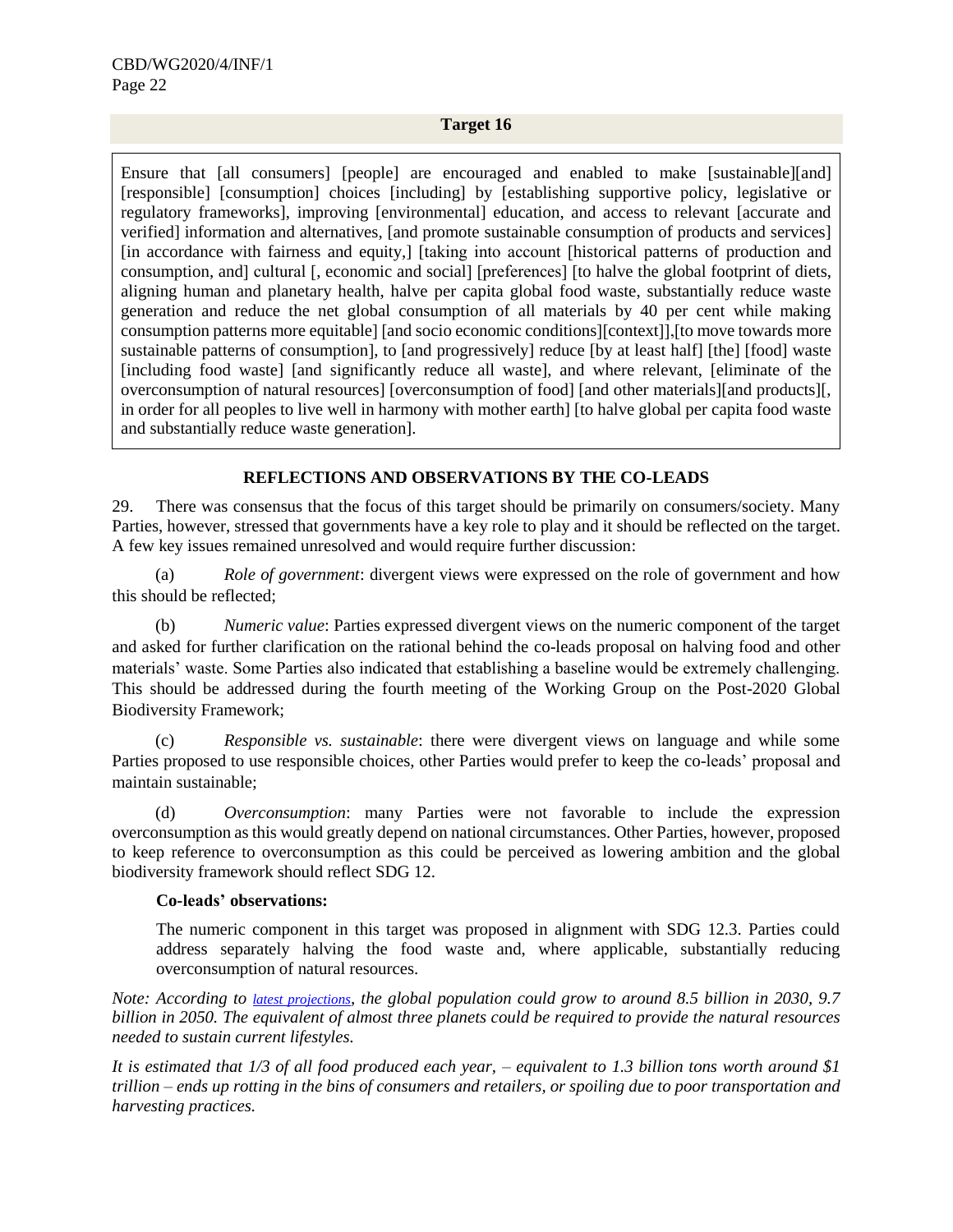### Target 16

Ensure that [all consumers] [people] are encouraged and enabled to make [sustainable][and] [responsible] [consumption] choices [including] by [establishing supportive policy, legislative or regulatory frameworks], improving [environmental] education, and access to relevant [accurate and verified] information and alternatives, [and promote sustainable consumption of products and services] [in accordance with fairness and equity,] [taking into account [historical patterns of production and consumption, and] cultural [, economic and social] [preferences] [to halve the global footprint of diets, aligning human and planetary health, halve per capita global food waste, substantially reduce waste generation and reduce the net global consumption of all materials by 40 per cent while making consumption patterns more equitable] [and socio economic conditions][context]],[to move towards more sustainable patterns of consumption], to [and progressively] reduce [by at least half] [the] [food] waste [including food waste] [and significantly reduce all waste], and where relevant, [eliminate of the overconsumption of natural resources] [overconsumption of food] [and other materials][and products][, in order for all peoples to live well in harmony with mother earth] [to halve global per capita food waste and substantially reduce waste generation].

#### REFLECTIONS AND OBSERVATIONS BY THE CO-LEADS

29. There was consensus that the focus of this target should be primarily on consumers/society. Many Parties, however, stressed that governments have a key role to play and it should be reflected on the target. A few key issues remained unresolved and would require further discussion:

(a) *Role of government*: divergent views were expressed on the role of government and how this should be reflected;

(b) *Numeric value*: Parties expressed divergent views on the numeric component of the target and asked for further clarification on the rational behind the co-leads proposal on halving food and other materials' waste. Some Parties also indicated that establishing a baseline would be extremely challenging. This should be addressed during the fourth meeting of the Working Group on the Post-2020 Global Biodiversity Framework;

(c) *Responsible vs. sustainable*: there were divergent views on language and while some Parties proposed to use responsible choices, other Parties would prefer to keep the co-leads' proposal and maintain sustainable;

(d) *Overconsumption*: many Parties were not favorable to include the expression overconsumption as this would greatly depend on national circumstances. Other Parties, however, proposed to keep reference to overconsumption as this could be perceived as lowering ambition and the global biodiversity framework should reflect SDG 12.

**Co-leads' observations:**

The numeric component in this target was proposed in alignment with SDG 12.3. Parties could address separately halving the food waste and, where applicable, substantially reducing overconsumption of natural resources.

*Note: According to latest projections, the global population could grow to around 8.5 billion in 2030, 9.7 billion in 2050. The equivalent of almost three planets could be required to provide the natural resources needed to sustain current lifestyles.*

*It is estimated that 1/3 of all food produced each year, – equivalent to 1.3 billion tons worth around $1 trillion – ends up rotting in the bins of consumers and retailers, or spoiling due to poor transportation and harvesting practices.*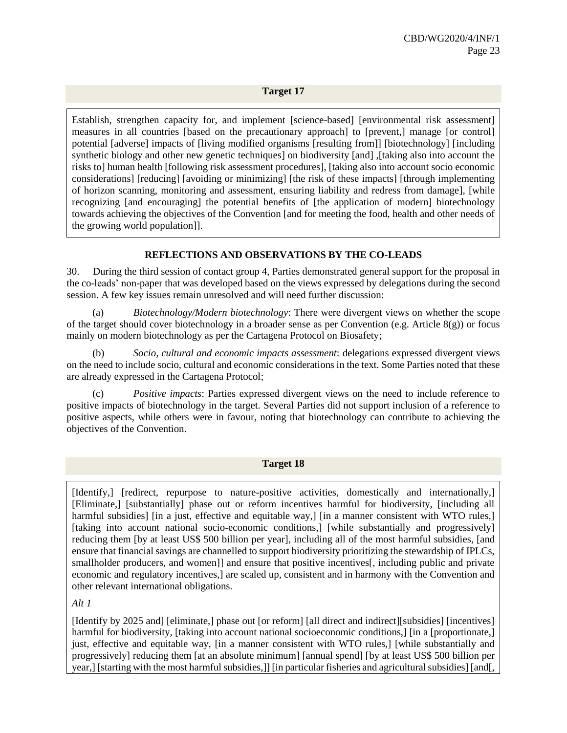**Target 17**

Establish, strengthen capacity for, and implement [science-based] [environmental risk assessment] measures in all countries [based on the precautionary approach] to [prevent,] manage [or control] potential [adverse] impacts of [living modified organisms [resulting from]] [biotechnology] [including synthetic biology and other new genetic techniques] on biodiversity [and] ,[taking also into account the risks to] human health [following risk assessment procedures], [taking also into account socio economic considerations] [reducing] [avoiding or minimizing] [the risk of these impacts] [through implementing of horizon scanning, monitoring and assessment, ensuring liability and redress from damage], [while recognizing [and encouraging] the potential benefits of [the application of modern] biotechnology towards achieving the objectives of the Convention [and for meeting the food, health and other needs of the growing world population]].

**REFLECTIONS AND OBSERVATIONS BY THE CO-LEADS**

30. During the third session of contact group 4, Parties demonstrated general support for the proposal in the co-leads' non-paper that was developed based on the views expressed by delegations during the second session. A few key issues remain unresolved and will need further discussion:

(a) *Biotechnology/Modern biotechnology*: There were divergent views on whether the scope of the target should cover biotechnology in a broader sense as per Convention (e.g. Article 8(g)) or focus mainly on modern biotechnology as per the Cartagena Protocol on Biosafety;

(b) *Socio, cultural and economic impacts assessment*: delegations expressed divergent views on the need to include socio, cultural and economic considerations in the text. Some Parties noted that these are already expressed in the Cartagena Protocol;

(c) *Positive impacts*: Parties expressed divergent views on the need to include reference to positive impacts of biotechnology in the target. Several Parties did not support inclusion of a reference to positive aspects, while others were in favour, noting that biotechnology can contribute to achieving the objectives of the Convention.

**Target 18**

[Identify,] [redirect, repurpose to nature-positive activities, domestically and internationally,] [Eliminate,] [substantially] phase out or reform incentives harmful for biodiversity, [including all harmful subsidies] [in a just, effective and equitable way,] [in a manner consistent with WTO rules,] [taking into account national socio-economic conditions,] [while substantially and progressively] reducing them [by at least US$ 500 billion per year], including all of the most harmful subsidies, [and ensure that financial savings are channelled to support biodiversity prioritizing the stewardship of IPLCs, smallholder producers, and women]] and ensure that positive incentives[, including public and private economic and regulatory incentives,] are scaled up, consistent and in harmony with the Convention and other relevant international obligations.

*Alt 1*

[Identify by 2025 and] [eliminate,] phase out [or reform] [all direct and indirect][subsidies] [incentives] harmful for biodiversity, [taking into account national socioeconomic conditions,] [in a [proportionate,] just, effective and equitable way, [in a manner consistent with WTO rules,] [while substantially and progressively] reducing them [at an absolute minimum] [annual spend] [by at least US$ 500 billion per year,] [starting with the most harmful subsidies,]] [in particular fisheries and agricultural subsidies] [and[,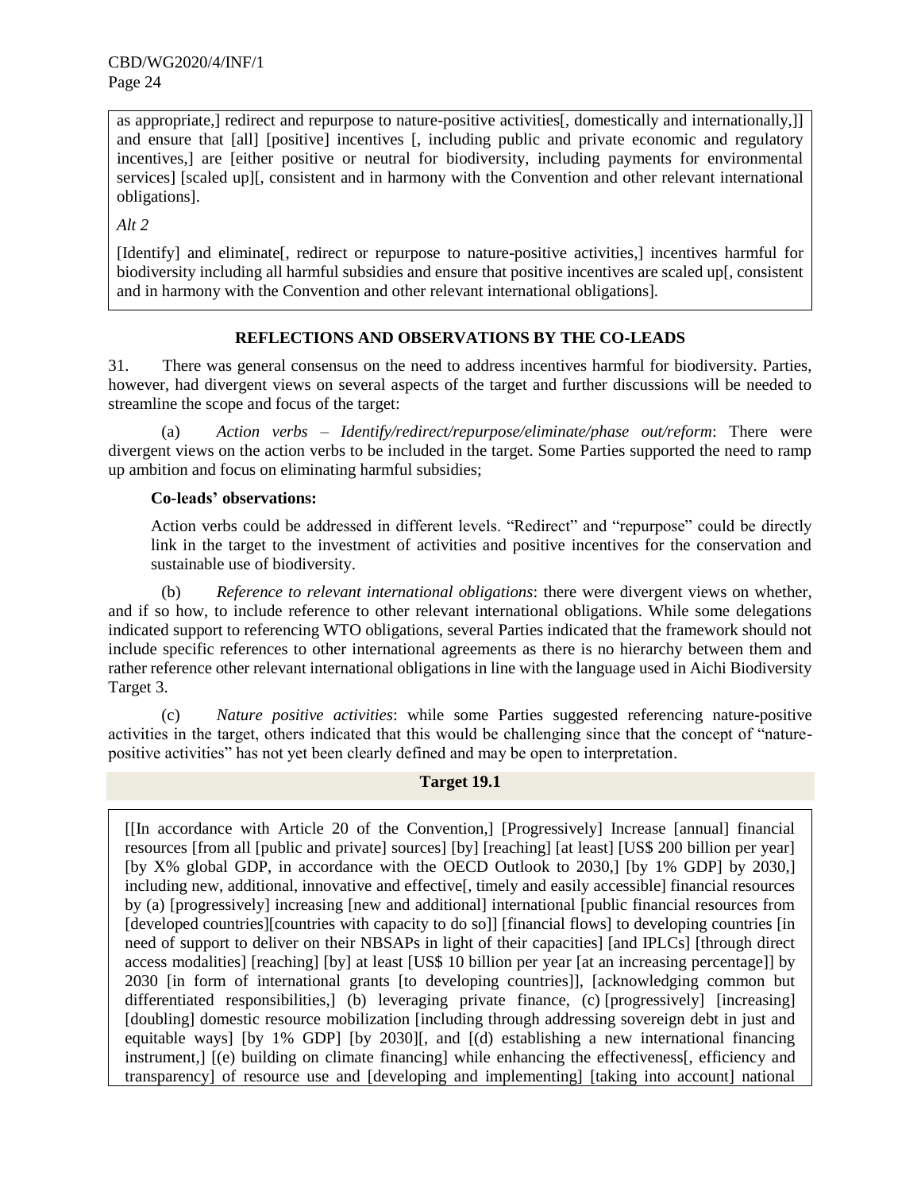as appropriate,] redirect and repurpose to nature-positive activities[, domestically and internationally,]] and ensure that [all] [positive] incentives [, including public and private economic and regulatory incentives,] are [either positive or neutral for biodiversity, including payments for environmental services] [scaled up][, consistent and in harmony with the Convention and other relevant international obligations].

*Alt 2*

[Identify] and eliminate[, redirect or repurpose to nature-positive activities,] incentives harmful for biodiversity including all harmful subsidies and ensure that positive incentives are scaled up[, consistent and in harmony with the Convention and other relevant international obligations].

**REFLECTIONS AND OBSERVATIONS BY THE CO-LEADS**

31. There was general consensus on the need to address incentives harmful for biodiversity. Parties, however, had divergent views on several aspects of the target and further discussions will be needed to streamline the scope and focus of the target:

(a) *Action verbs – Identify/redirect/repurpose/eliminate/phase out/reform*: There were divergent views on the action verbs to be included in the target. Some Parties supported the need to ramp up ambition and focus on eliminating harmful subsidies;

**Co-leads' observations:**

Action verbs could be addressed in different levels. "Redirect" and "repurpose" could be directly link in the target to the investment of activities and positive incentives for the conservation and sustainable use of biodiversity.

(b) *Reference to relevant international obligations*: there were divergent views on whether, and if so how, to include reference to other relevant international obligations. While some delegations indicated support to referencing WTO obligations, several Parties indicated that the framework should not include specific references to other international agreements as there is no hierarchy between them and rather reference other relevant international obligations in line with the language used in Aichi Biodiversity Target 3.

(c) *Nature positive activities*: while some Parties suggested referencing nature-positive activities in the target, others indicated that this would be challenging since that the concept of "nature-positive activities" has not yet been clearly defined and may be open to interpretation.

**Target 19.1**

[[In accordance with Article 20 of the Convention,] [Progressively] Increase [annual] financial resources [from all [public and private] sources] [by] [reaching] [at least] [US$ 200 billion per year] [by X% global GDP, in accordance with the OECD Outlook to 2030,] [by 1% GDP] by 2030,] including new, additional, innovative and effective[, timely and easily accessible] financial resources by (a) [progressively] increasing [new and additional] international [public financial resources from [developed countries][countries with capacity to do so]] [financial flows] to developing countries [in need of support to deliver on their NBSAPs in light of their capacities] [and IPLCs] [through direct access modalities] [reaching] [by] at least [US$ 10 billion per year [at an increasing percentage]] by 2030 [in form of international grants [to developing countries]], [acknowledging common but differentiated responsibilities,] (b) leveraging private finance, (c) [progressively] [increasing] [doubling] domestic resource mobilization [including through addressing sovereign debt in just and equitable ways] [by 1% GDP] [by 2030][, and [(d) establishing a new international financing instrument,] [(e) building on climate financing] while enhancing the effectiveness[, efficiency and transparency] of resource use and [developing and implementing] [taking into account] national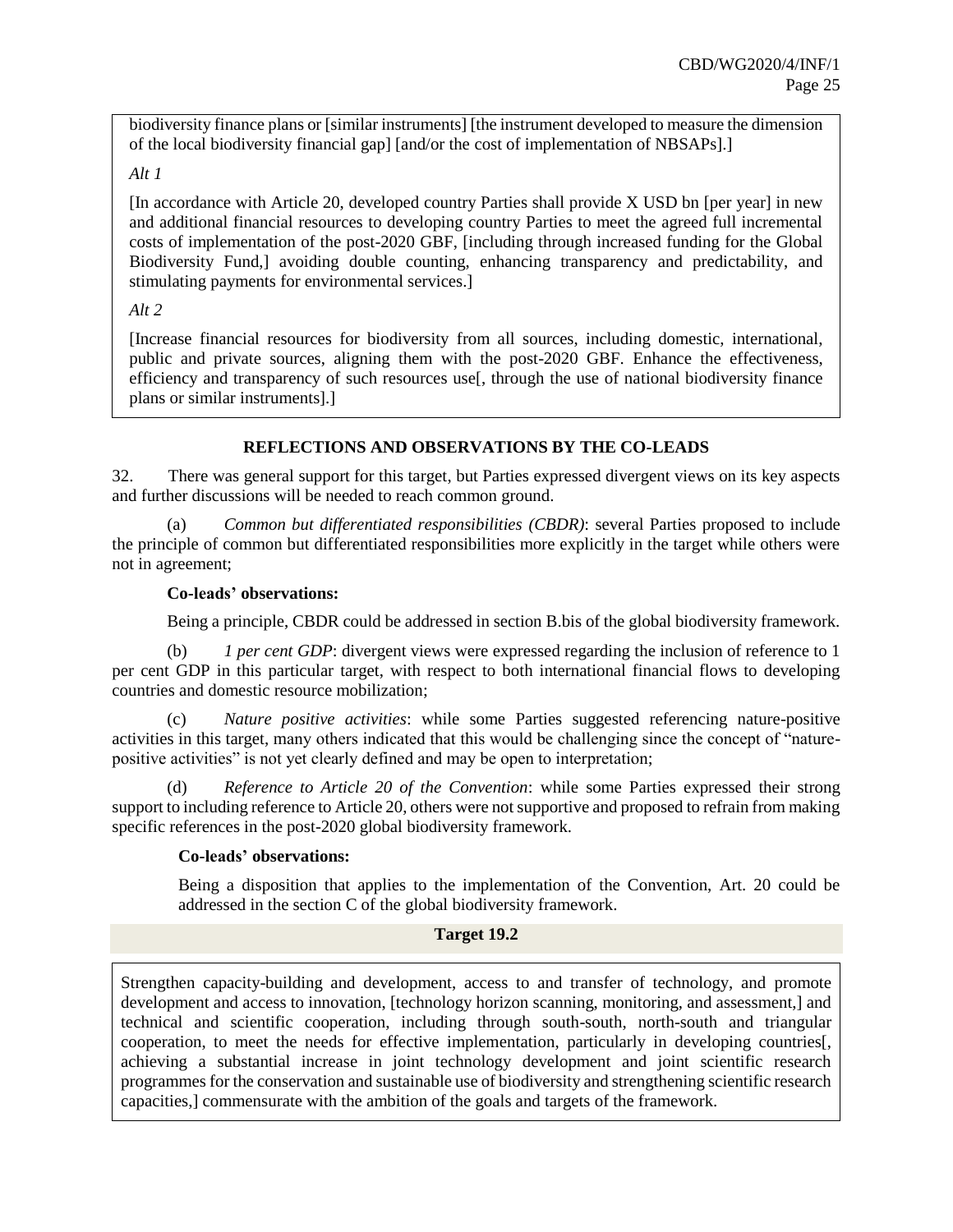biodiversity finance plans or [similar instruments] [the instrument developed to measure the dimension of the local biodiversity financial gap] [and/or the cost of implementation of NBSAPs].]

*Alt 1*

[In accordance with Article 20, developed country Parties shall provide X USD bn [per year] in new and additional financial resources to developing country Parties to meet the agreed full incremental costs of implementation of the post-2020 GBF, [including through increased funding for the Global Biodiversity Fund,] avoiding double counting, enhancing transparency and predictability, and stimulating payments for environmental services.]

*Alt 2*

[Increase financial resources for biodiversity from all sources, including domestic, international, public and private sources, aligning them with the post-2020 GBF. Enhance the effectiveness, efficiency and transparency of such resources use[, through the use of national biodiversity finance plans or similar instruments].]

## REFLECTIONS AND OBSERVATIONS BY THE CO-LEADS

32. There was general support for this target, but Parties expressed divergent views on its key aspects and further discussions will be needed to reach common ground.

(a) *Common but differentiated responsibilities (CBDR)*: several Parties proposed to include the principle of common but differentiated responsibilities more explicitly in the target while others were not in agreement;

**Co-leads' observations:**

Being a principle, CBDR could be addressed in section B.bis of the global biodiversity framework.

(b) *1 per cent GDP*: divergent views were expressed regarding the inclusion of reference to 1 per cent GDP in this particular target, with respect to both international financial flows to developing countries and domestic resource mobilization;

(c) *Nature positive activities*: while some Parties suggested referencing nature-positive activities in this target, many others indicated that this would be challenging since the concept of "nature-positive activities" is not yet clearly defined and may be open to interpretation;

(d) *Reference to Article 20 of the Convention*: while some Parties expressed their strong support to including reference to Article 20, others were not supportive and proposed to refrain from making specific references in the post-2020 global biodiversity framework.

**Co-leads' observations:**

Being a disposition that applies to the implementation of the Convention, Art. 20 could be addressed in the section C of the global biodiversity framework.

### Target 19.2

Strengthen capacity-building and development, access to and transfer of technology, and promote development and access to innovation, [technology horizon scanning, monitoring, and assessment,] and technical and scientific cooperation, including through south-south, north-south and triangular cooperation, to meet the needs for effective implementation, particularly in developing countries[, achieving a substantial increase in joint technology development and joint scientific research programmes for the conservation and sustainable use of biodiversity and strengthening scientific research capacities,] commensurate with the ambition of the goals and targets of the framework.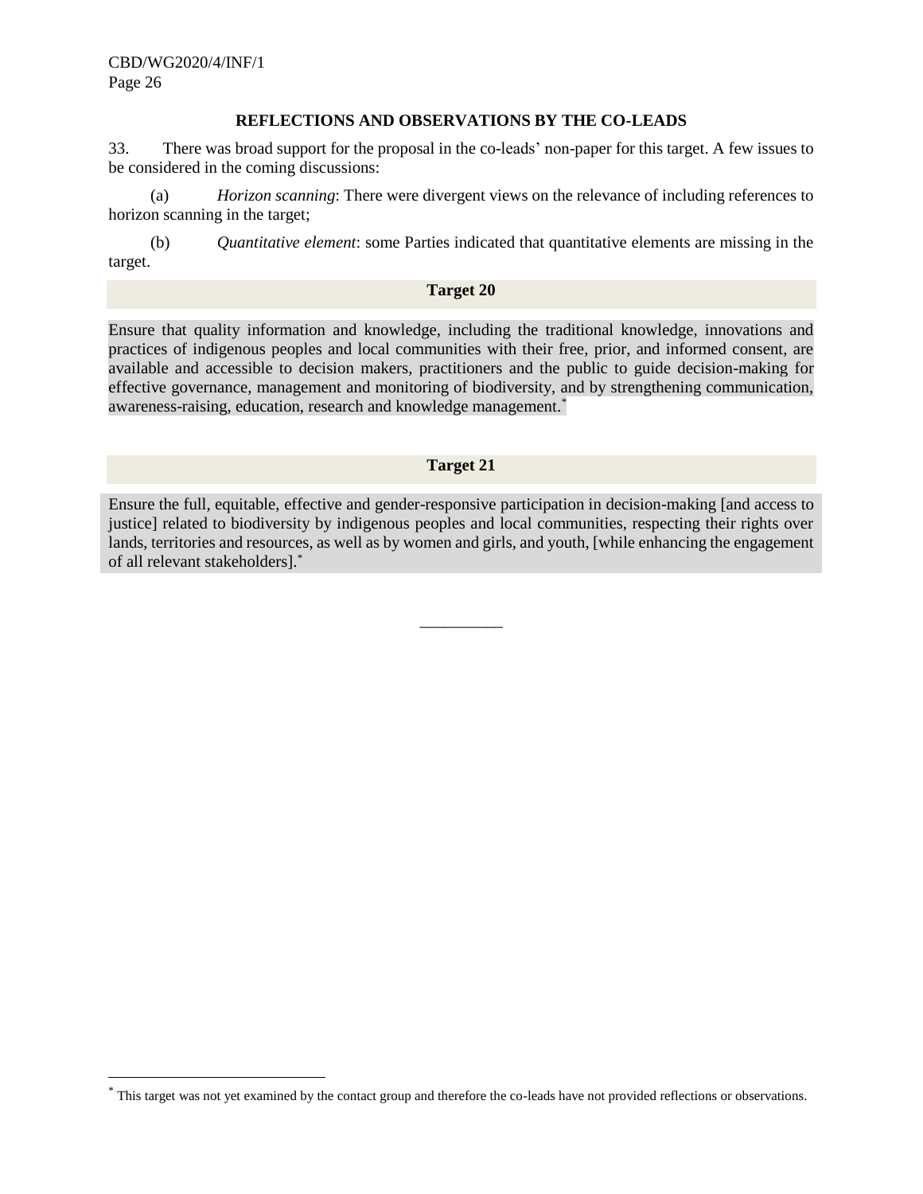### REFLECTIONS AND OBSERVATIONS BY THE CO-LEADS

33. There was broad support for the proposal in the co-leads' non-paper for this target. A few issues to be considered in the coming discussions:

(a) *Horizon scanning*: There were divergent views on the relevance of including references to horizon scanning in the target;

(b) *Quantitative element*: some Parties indicated that quantitative elements are missing in the target.

### Target 20

Ensure that quality information and knowledge, including the traditional knowledge, innovations and practices of indigenous peoples and local communities with their free, prior, and informed consent, are available and accessible to decision makers, practitioners and the public to guide decision-making for effective governance, management and monitoring of biodiversity, and by strengthening communication, awareness-raising, education, research and knowledge management.*

### Target 21

Ensure the full, equitable, effective and gender-responsive participation in decision-making [and access to justice] related to biodiversity by indigenous peoples and local communities, respecting their rights over lands, territories and resources, as well as by women and girls, and youth, [while enhancing the engagement of all relevant stakeholders].*

__________

\* This target was not yet examined by the contact group and therefore the co-leads have not provided reflections or observations.